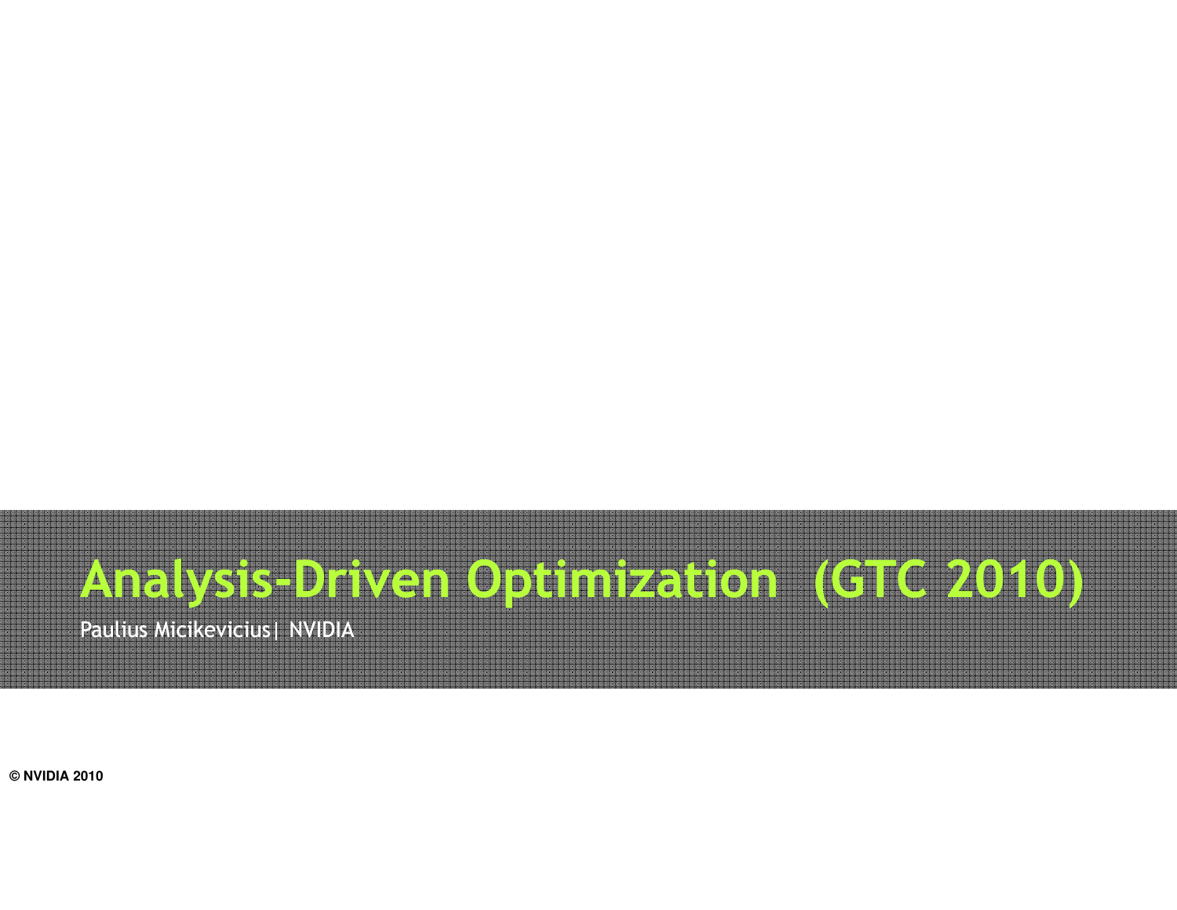# Analysis-Driven Optimization (GTC 2010)

Paulius Micikevicius| NVIDIA

© NVIDIA 2010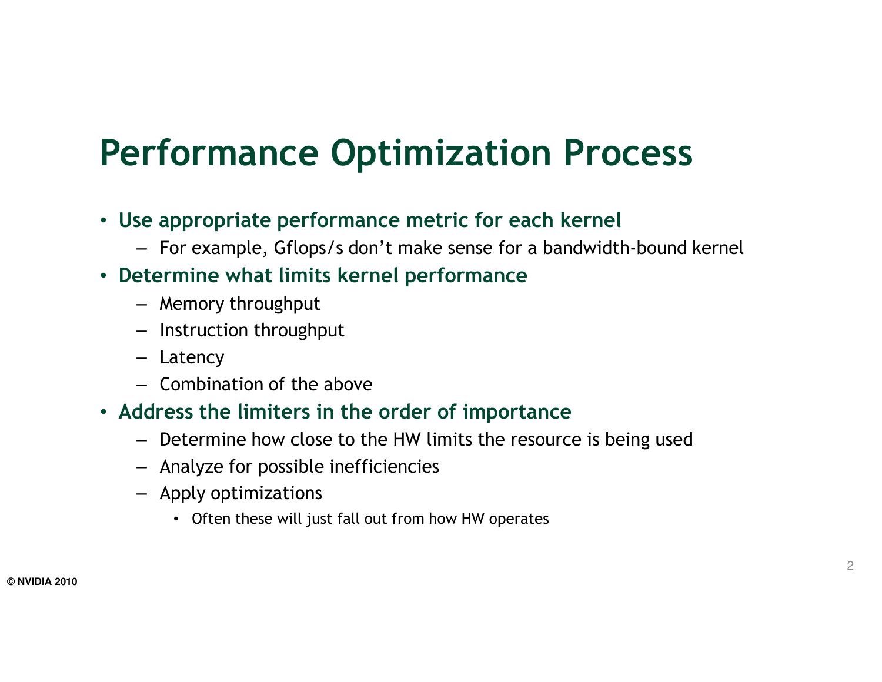# Performance Optimization Process

- **Use appropriate performance metric for each kernel**
  - For example, Gflops/s don't make sense for a bandwidth-bound kernel
- **Determine what limits kernel performance**
  - Memory throughput
  - Instruction throughput
  - Latency
  - Combination of the above
- **Address the limiters in the order of importance**
  - Determine how close to the HW limits the resource is being used
  - Analyze for possible inefficiencies
  - Apply optimizations
    - Often these will just fall out from how HW operates

© NVIDIA 2010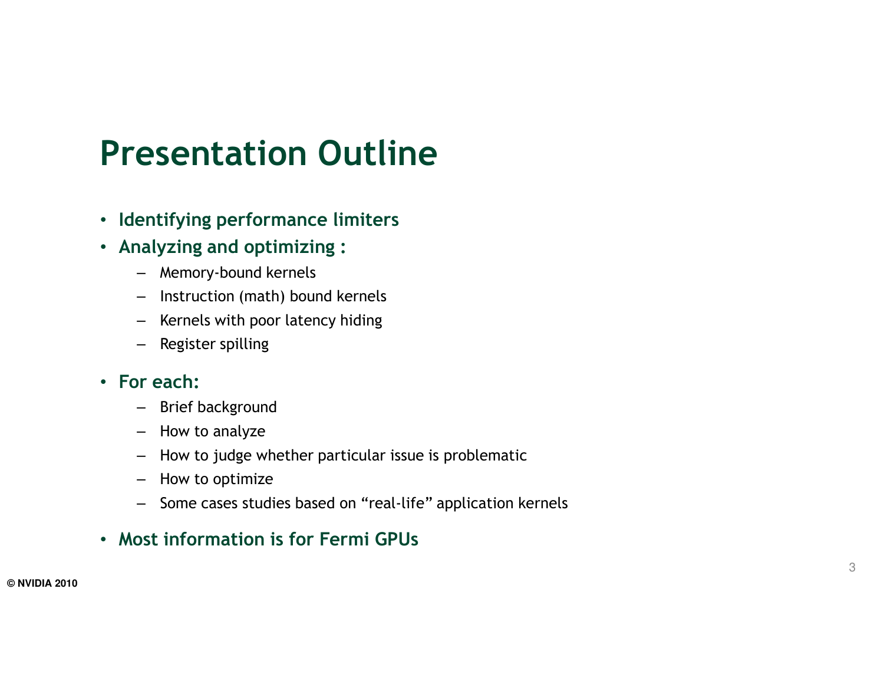# Presentation Outline

- **Identifying performance limiters**
- **Analyzing and optimizing :**
  - Memory-bound kernels
  - Instruction (math) bound kernels
  - Kernels with poor latency hiding
  - Register spilling
- **For each:**
  - Brief background
  - How to analyze
  - How to judge whether particular issue is problematic
  - How to optimize
  - Some cases studies based on “real-life” application kernels
- **Most information is for Fermi GPUs**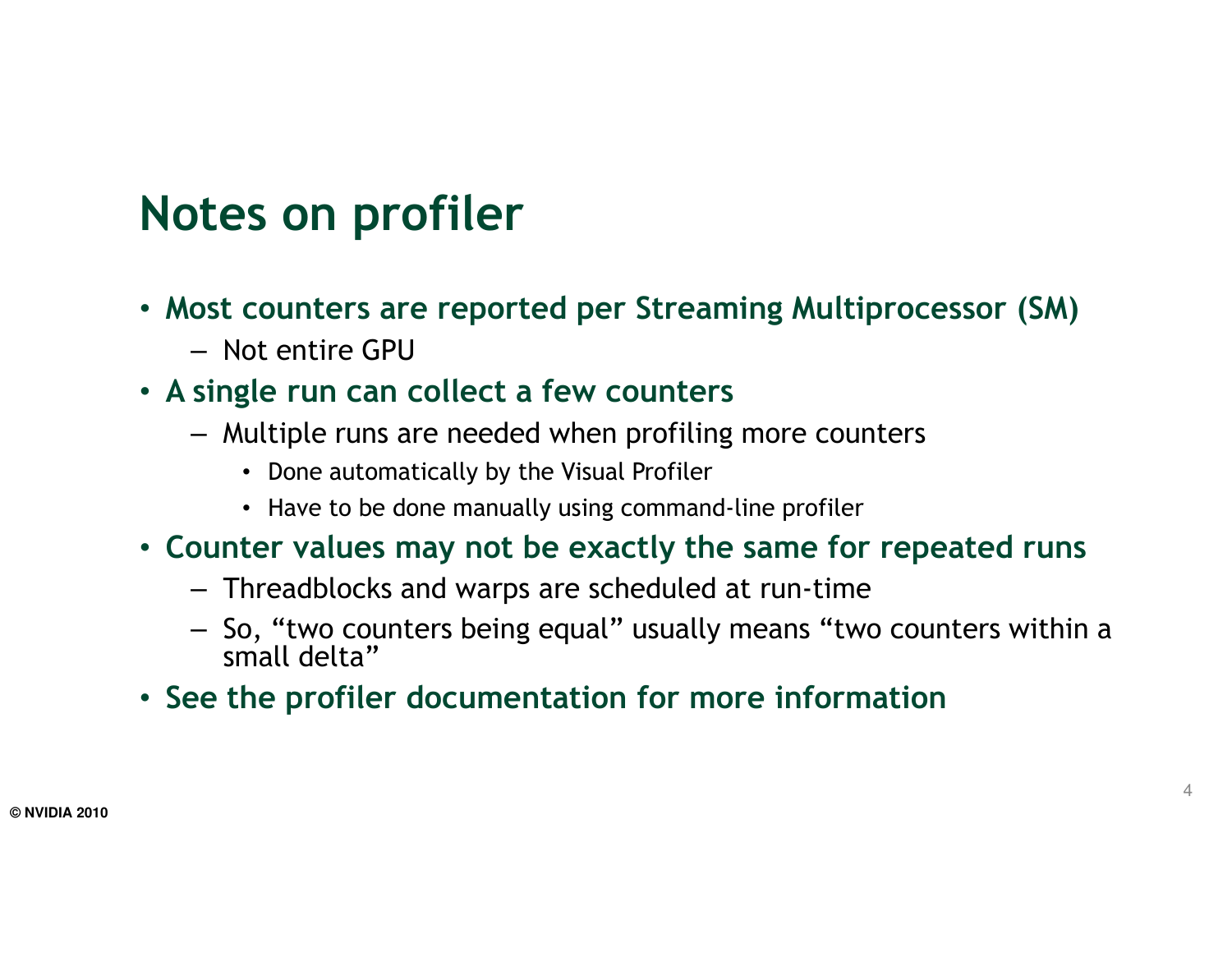# Notes on profiler

- **Most counters are reported per Streaming Multiprocessor (SM)**
  - Not entire GPU
- **A single run can collect a few counters**
  - Multiple runs are needed when profiling more counters
    - Done automatically by the Visual Profiler
    - Have to be done manually using command-line profiler
- **Counter values may not be exactly the same for repeated runs**
  - Threadblocks and warps are scheduled at run-time
  - So, "two counters being equal" usually means "two counters within a small delta"
- **See the profiler documentation for more information**

© NVIDIA 2010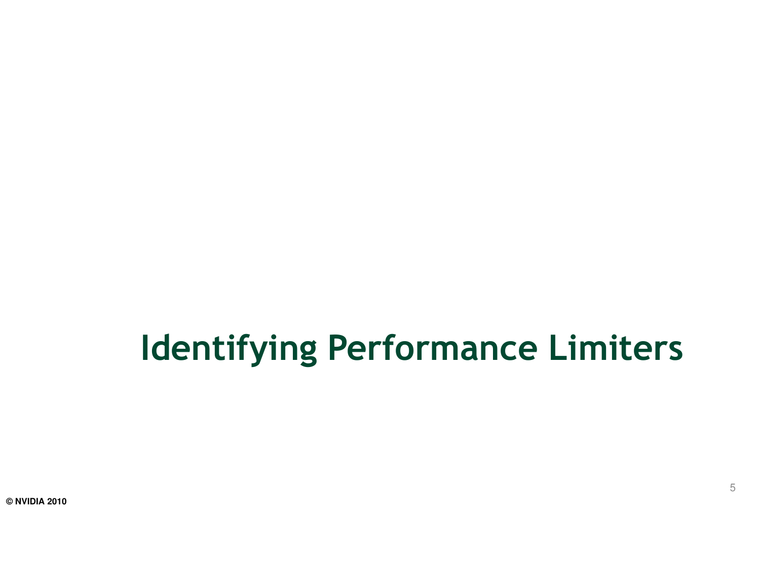# Identifying Performance Limiters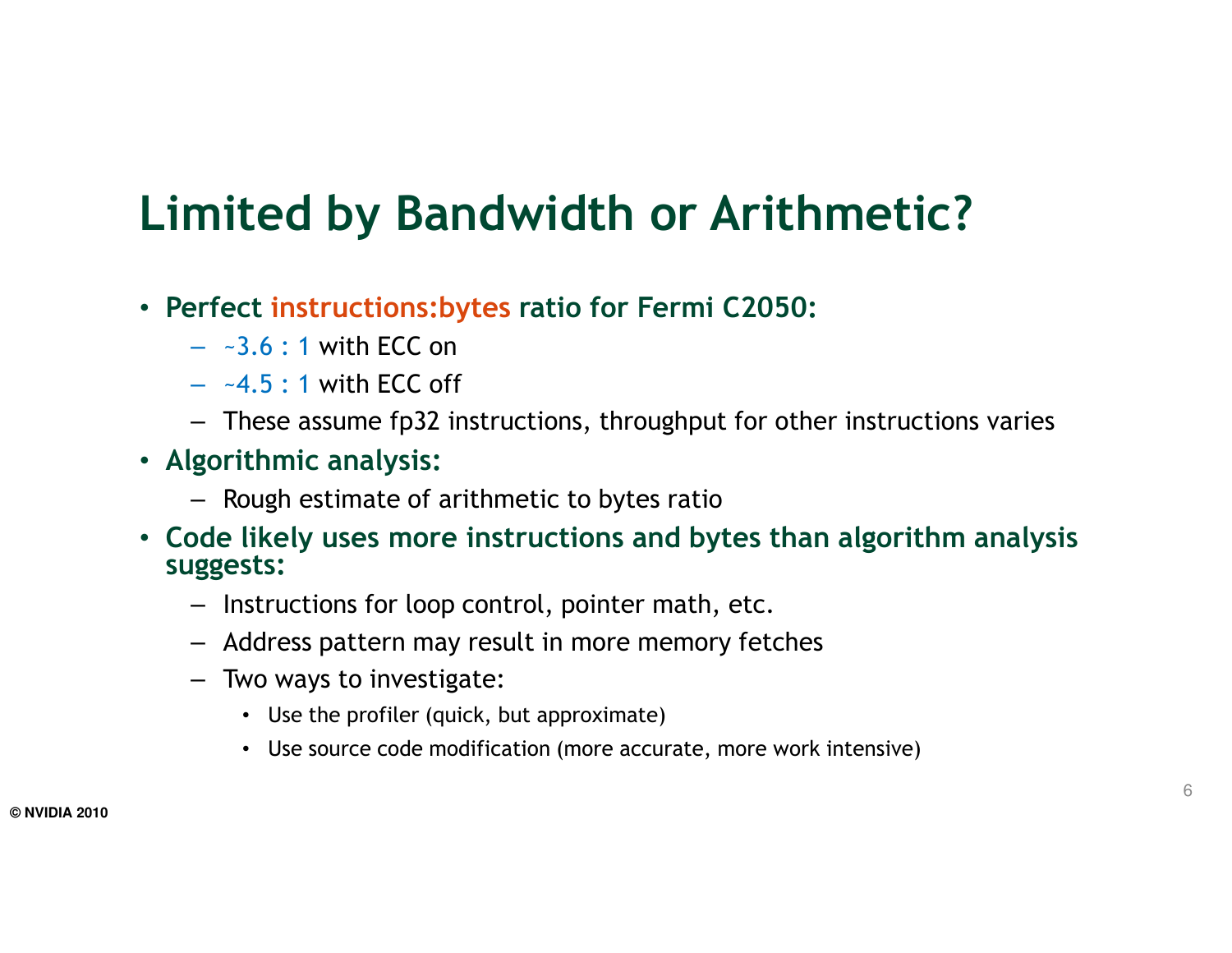# Limited by Bandwidth or Arithmetic?

- **Perfect instructions:bytes ratio for Fermi C2050:**
  - ~3.6 : 1 with ECC on
  - ~4.5 : 1 with ECC off
  - These assume fp32 instructions, throughput for other instructions varies
- **Algorithmic analysis:**
  - Rough estimate of arithmetic to bytes ratio
- **Code likely uses more instructions and bytes than algorithm analysis suggests:**
  - Instructions for loop control, pointer math, etc.
  - Address pattern may result in more memory fetches
  - Two ways to investigate:
    - Use the profiler (quick, but approximate)
    - Use source code modification (more accurate, more work intensive)

© NVIDIA 2010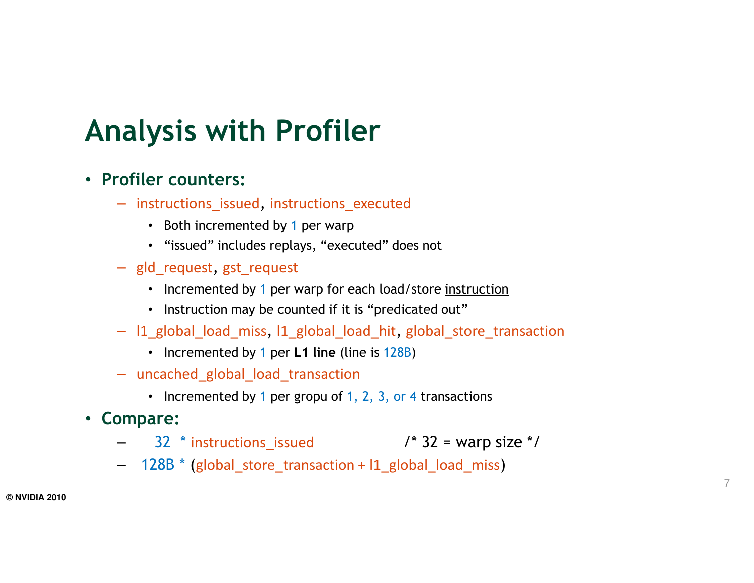# Analysis with Profiler

- **Profiler counters:**
  - instructions_issued, instructions_executed
    - Both incremented by 1 per warp
    - "issued" includes replays, "executed" does not
  - gld_request, gst_request
    - Incremented by 1 per warp for each load/store instruction
    - Instruction may be counted if it is "predicated out"
  - l1_global_load_miss, l1_global_load_hit, global_store_transaction
    - Incremented by 1 per **L1 line** (line is 128B)
  - uncached_global_load_transaction
    - Incremented by 1 per gropu of 1, 2, 3, or 4 transactions
- **Compare:**
  - 32 * instructions_issued /* 32 = warp size */
  - 128B * (global_store_transaction + l1_global_load_miss)

© NVIDIA 2010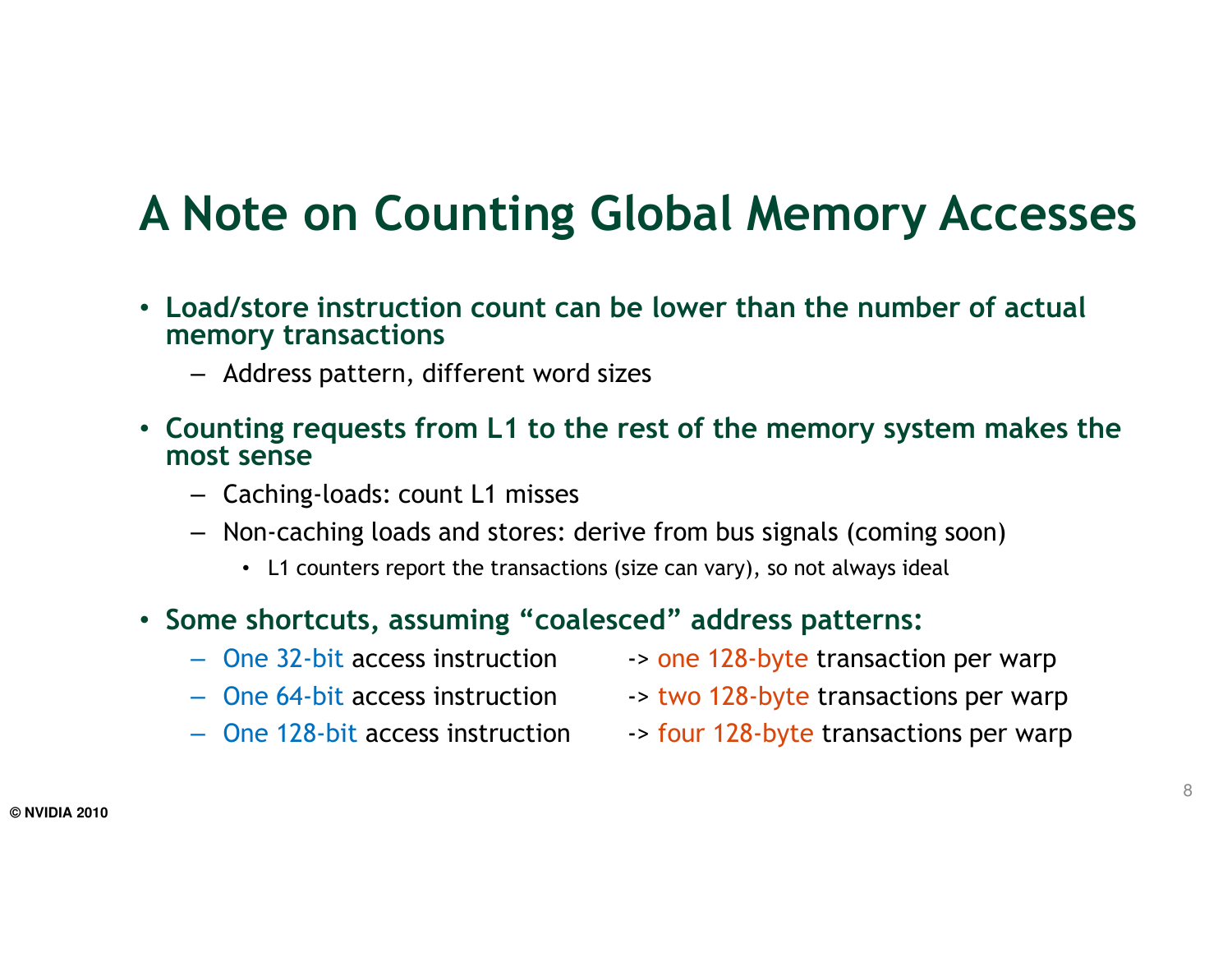# A Note on Counting Global Memory Accesses

- **Load/store instruction count can be lower than the number of actual memory transactions**
  - Address pattern, different word sizes
- **Counting requests from L1 to the rest of the memory system makes the most sense**
  - Caching-loads: count L1 misses
  - Non-caching loads and stores: derive from bus signals (coming soon)
    - L1 counters report the transactions (size can vary), so not always ideal
- **Some shortcuts, assuming "coalesced" address patterns:**
  - One 32-bit access instruction -> one 128-byte transaction per warp
  - One 64-bit access instruction -> two 128-byte transactions per warp
  - One 128-bit access instruction -> four 128-byte transactions per warp

© NVIDIA 2010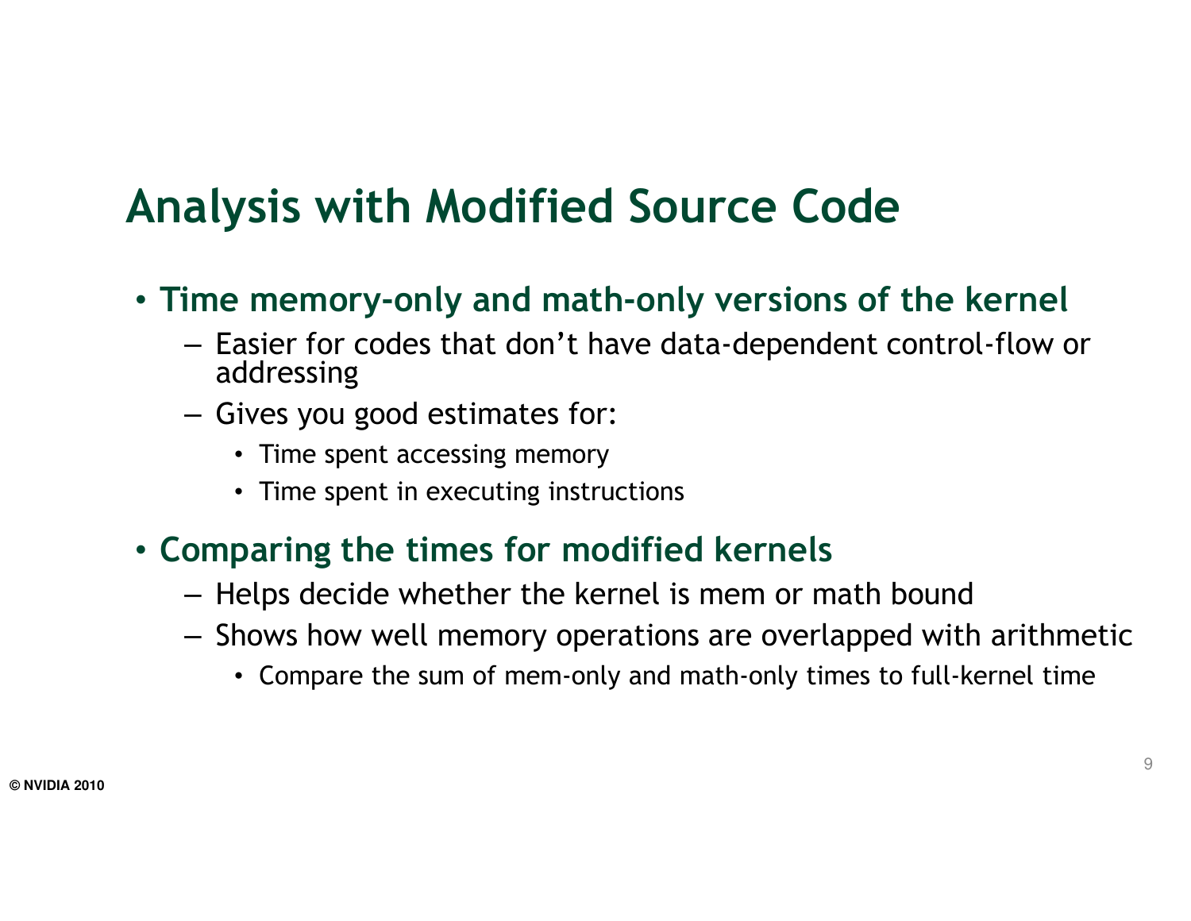# Analysis with Modified Source Code

- **Time memory-only and math-only versions of the kernel**
  - Easier for codes that don't have data-dependent control-flow or addressing
  - Gives you good estimates for:
    - Time spent accessing memory
    - Time spent in executing instructions
- **Comparing the times for modified kernels**
  - Helps decide whether the kernel is mem or math bound
  - Shows how well memory operations are overlapped with arithmetic
    - Compare the sum of mem-only and math-only times to full-kernel time

© NVIDIA 2010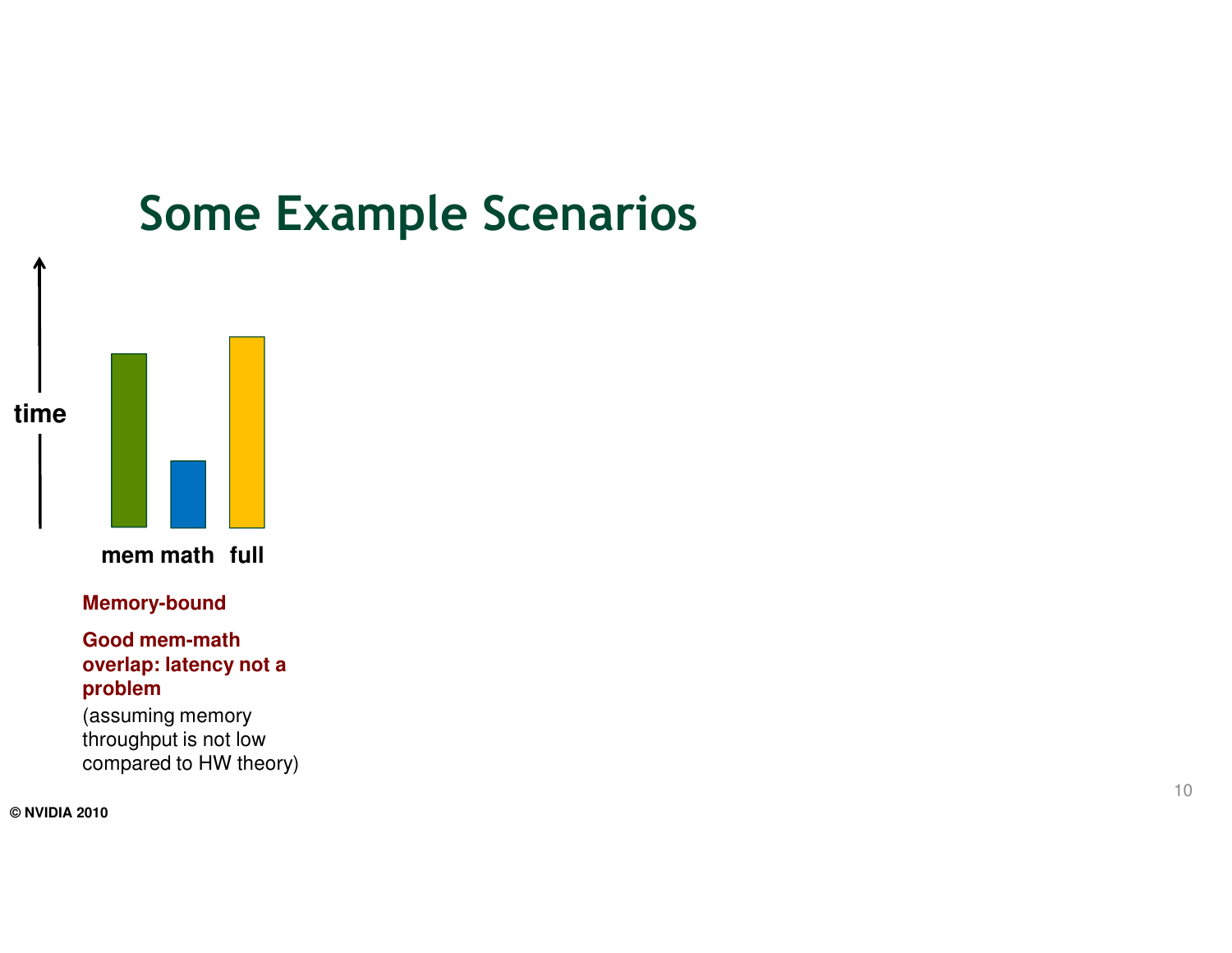# Some Example Scenarios

time

mem math full

**Memory-bound**

**Good mem-math overlap: latency not a problem**

(assuming memory throughput is not low compared to HW theory)

© NVIDIA 2010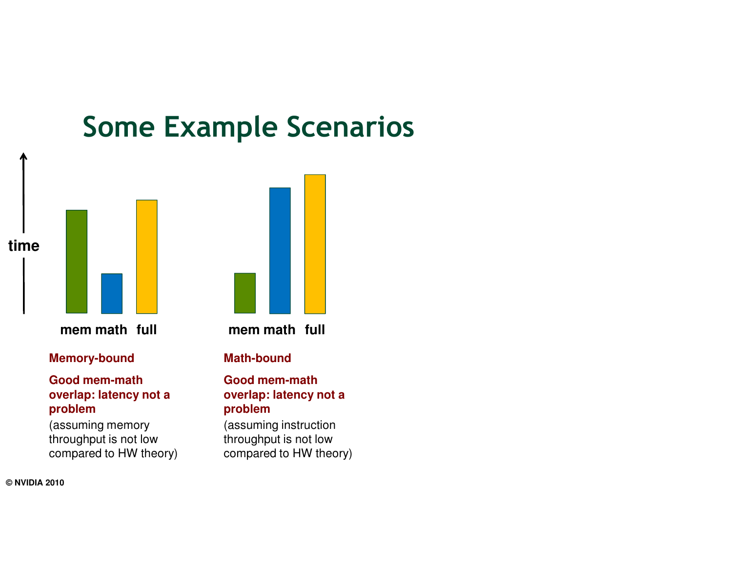# Some Example Scenarios

time

mem math full

**Memory-bound**

**Good mem-math overlap: latency not a problem**

(assuming memory throughput is not low compared to HW theory)

mem math full

**Math-bound**

**Good mem-math overlap: latency not a problem**

(assuming instruction throughput is not low compared to HW theory)

© NVIDIA 2010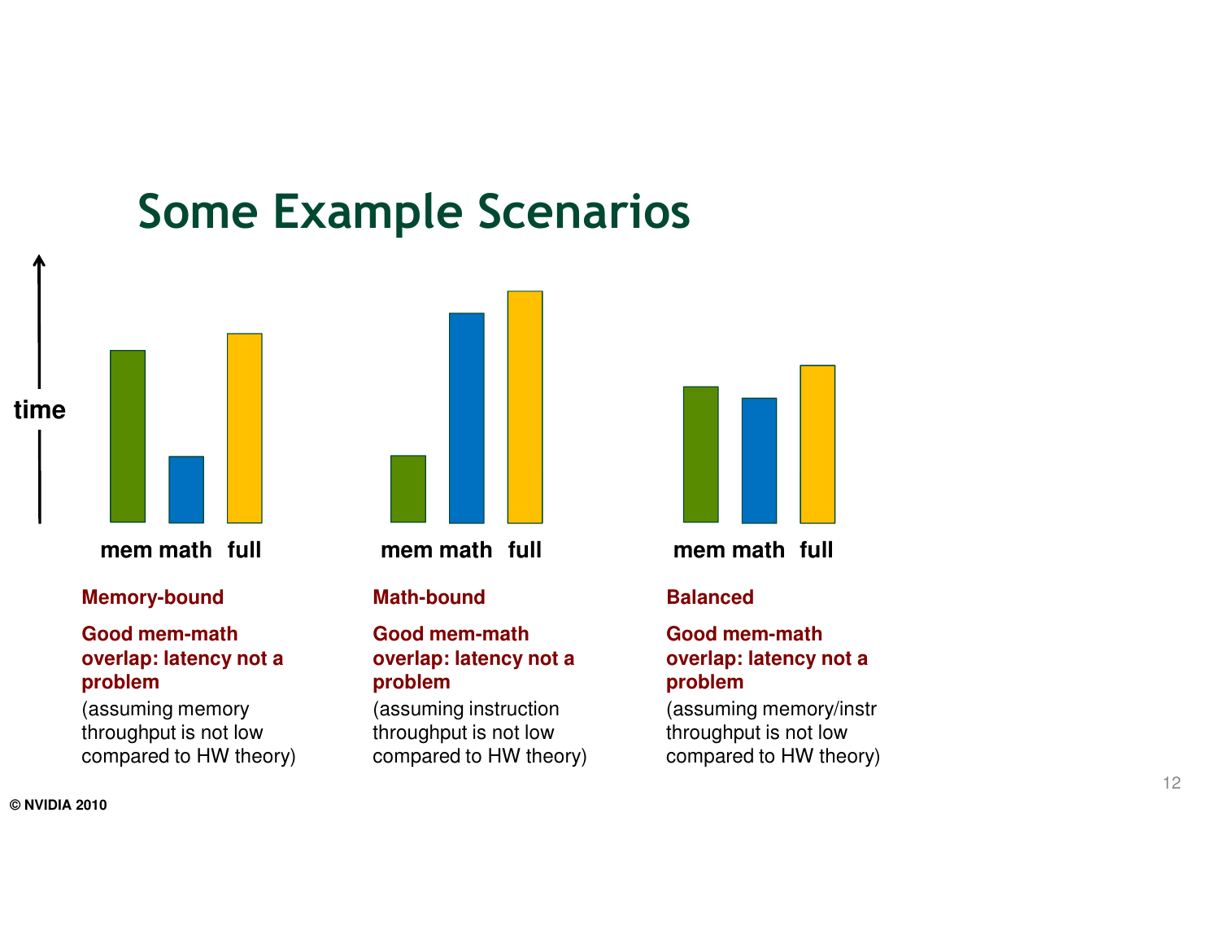# Some Example Scenarios

time

mem math full

**Memory-bound**

**Good mem-math overlap: latency not a problem**

(assuming memory throughput is not low compared to HW theory)

mem math full

**Math-bound**

**Good mem-math overlap: latency not a problem**

(assuming instruction throughput is not low compared to HW theory)

mem math full

**Balanced**

**Good mem-math overlap: latency not a problem**

(assuming memory/instr throughput is not low compared to HW theory)

© NVIDIA 2010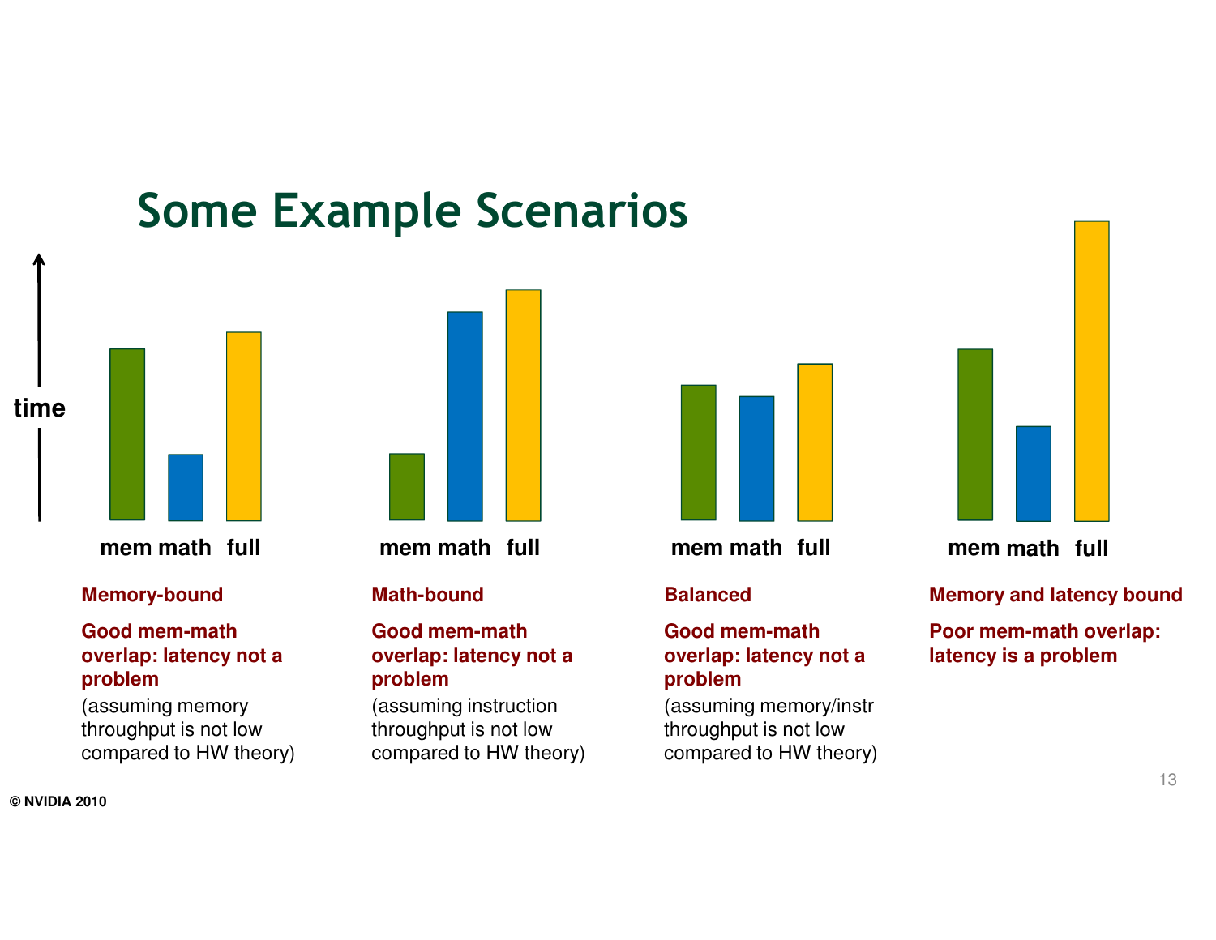# Some Example Scenarios

time

| mem | math | full |
|---|---|---|

**Memory-bound**

**Good mem-math overlap: latency not a problem**

(assuming memory throughput is not low compared to HW theory)

| mem | math | full |
|---|---|---|

**Math-bound**

**Good mem-math overlap: latency not a problem**

(assuming instruction throughput is not low compared to HW theory)

| mem | math | full |
|---|---|---|

**Balanced**

**Good mem-math overlap: latency not a problem**

(assuming memory/instr throughput is not low compared to HW theory)

| mem | math | full |
|---|---|---|

**Memory and latency bound**

**Poor mem-math overlap: latency is a problem**

© NVIDIA 2010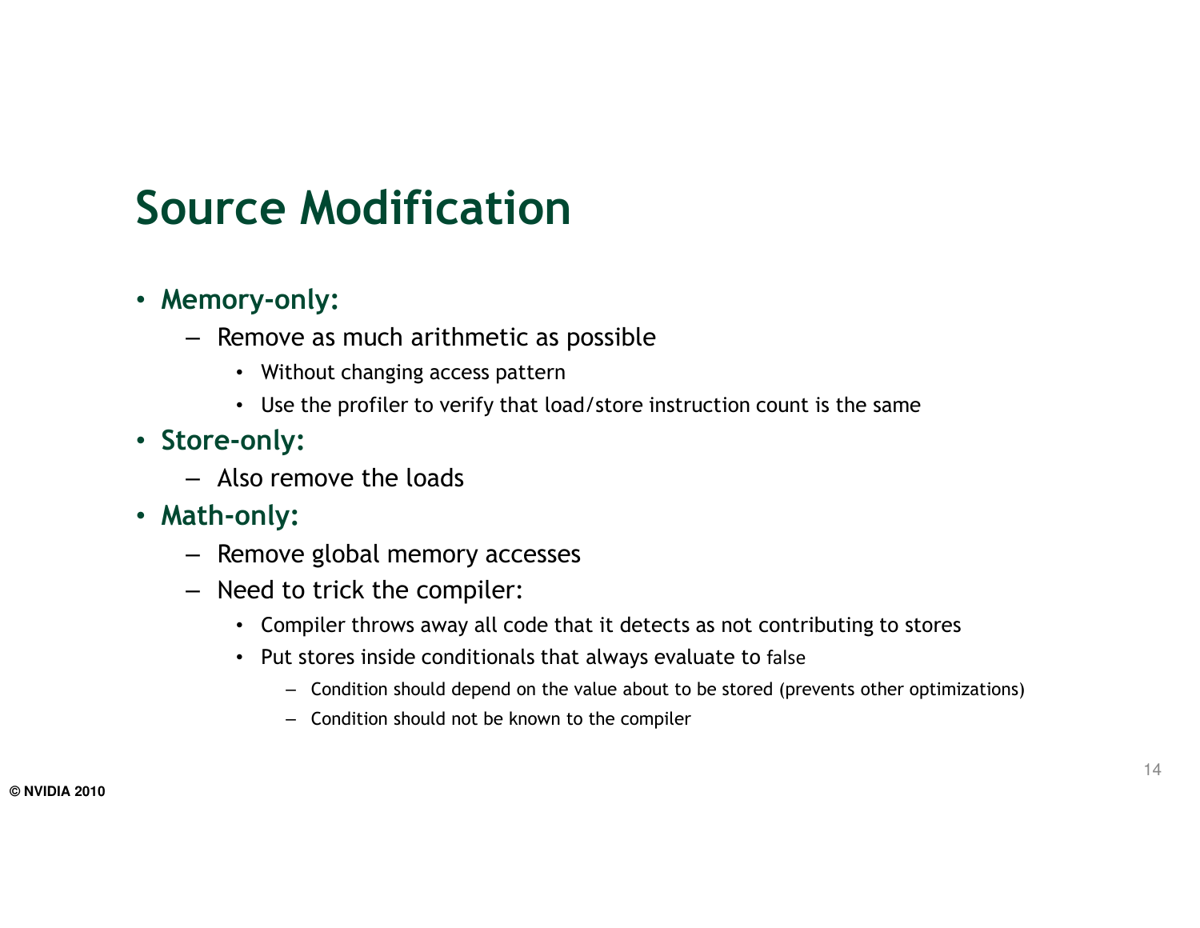# Source Modification

- **Memory-only:**
  - Remove as much arithmetic as possible
    - Without changing access pattern
    - Use the profiler to verify that load/store instruction count is the same
- **Store-only:**
  - Also remove the loads
- **Math-only:**
  - Remove global memory accesses
  - Need to trick the compiler:
    - Compiler throws away all code that it detects as not contributing to stores
    - Put stores inside conditionals that always evaluate to false
      - Condition should depend on the value about to be stored (prevents other optimizations)
      - Condition should not be known to the compiler

© NVIDIA 2010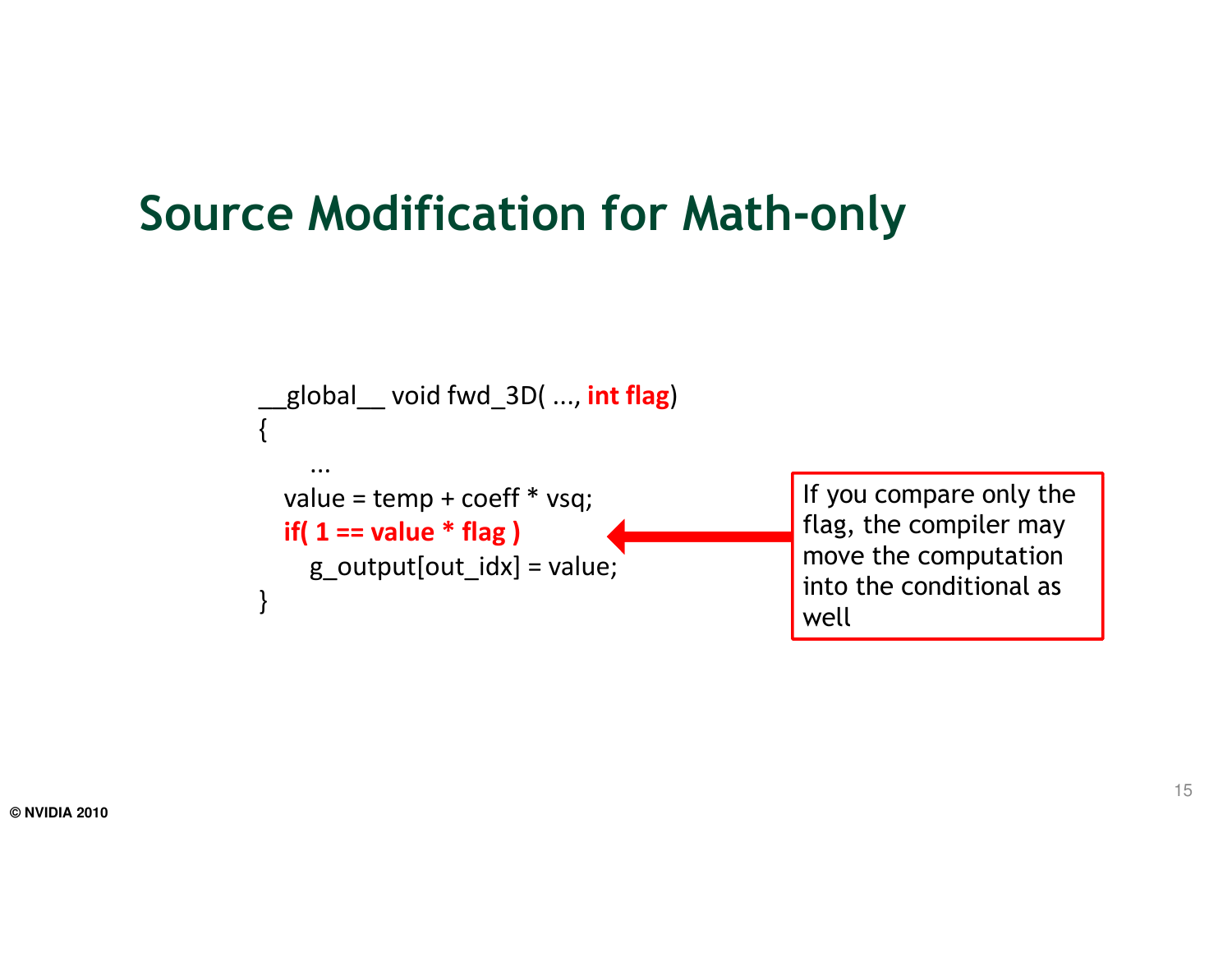# Source Modification for Math-only

```
__global__ void fwd_3D( ..., int flag)
{
    ...
   value = temp + coeff * vsq;
   if( 1 == value * flag )
      g_output[out_idx] = value;
}
```

If you compare only the flag, the compiler may move the computation into the conditional as well

© NVIDIA 2010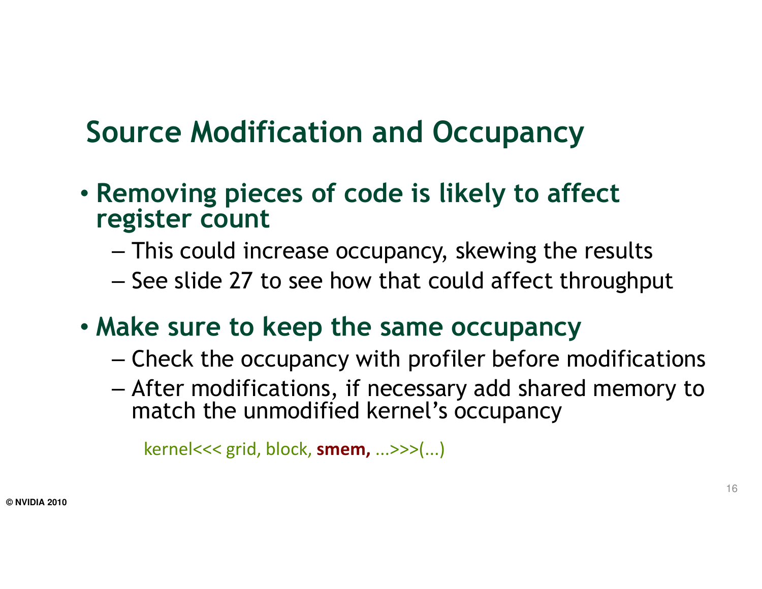# Source Modification and Occupancy

- **Removing pieces of code is likely to affect register count**
  - This could increase occupancy, skewing the results
  - See slide 27 to see how that could affect throughput
- **Make sure to keep the same occupancy**
  - Check the occupancy with profiler before modifications
  - After modifications, if necessary add shared memory to match the unmodified kernel's occupancy

```
kernel<<< grid, block, smem, ...>>>(...)
```

© NVIDIA 2010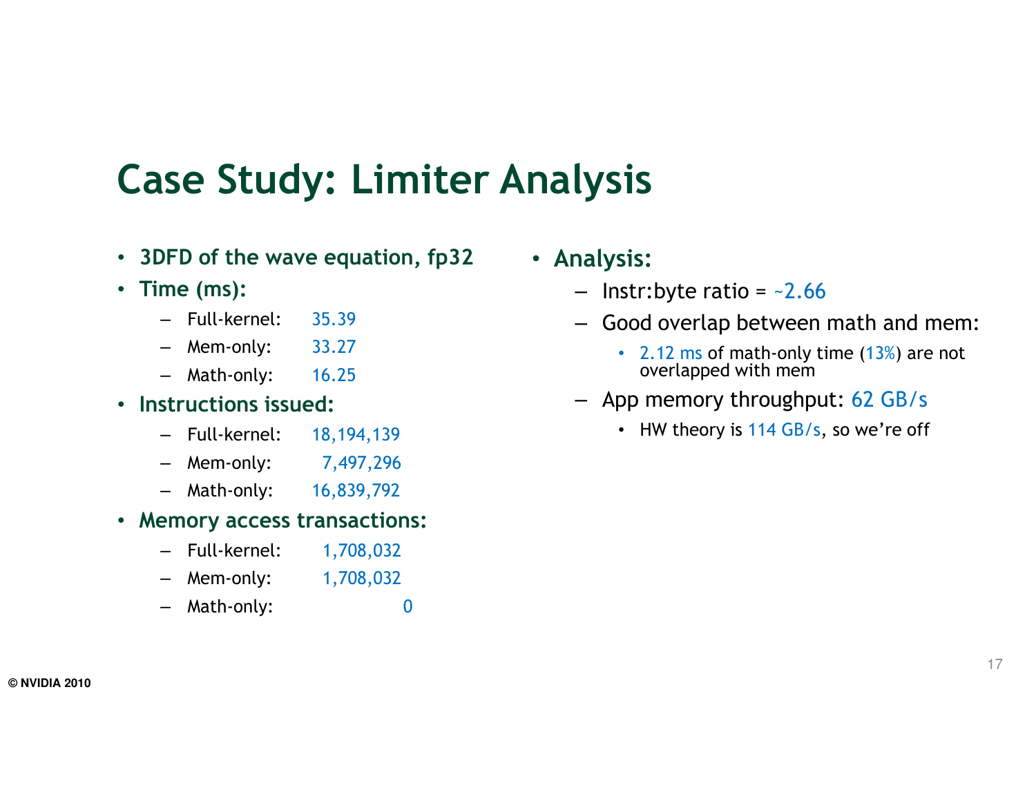# Case Study: Limiter Analysis

- **3DFD of the wave equation, fp32**
- **Time (ms):**
  - Full-kernel: 35.39
  - Mem-only: 33.27
  - Math-only: 16.25
- **Instructions issued:**
  - Full-kernel: 18,194,139
  - Mem-only: 7,497,296
  - Math-only: 16,839,792
- **Memory access transactions:**
  - Full-kernel: 1,708,032
  - Mem-only: 1,708,032
  - Math-only: 0

- **Analysis:**
  - Instr:byte ratio = ~2.66
  - Good overlap between math and mem:
    - 2.12 ms of math-only time (13%) are not overlapped with mem
  - App memory throughput: 62 GB/s
    - HW theory is 114 GB/s, so we're off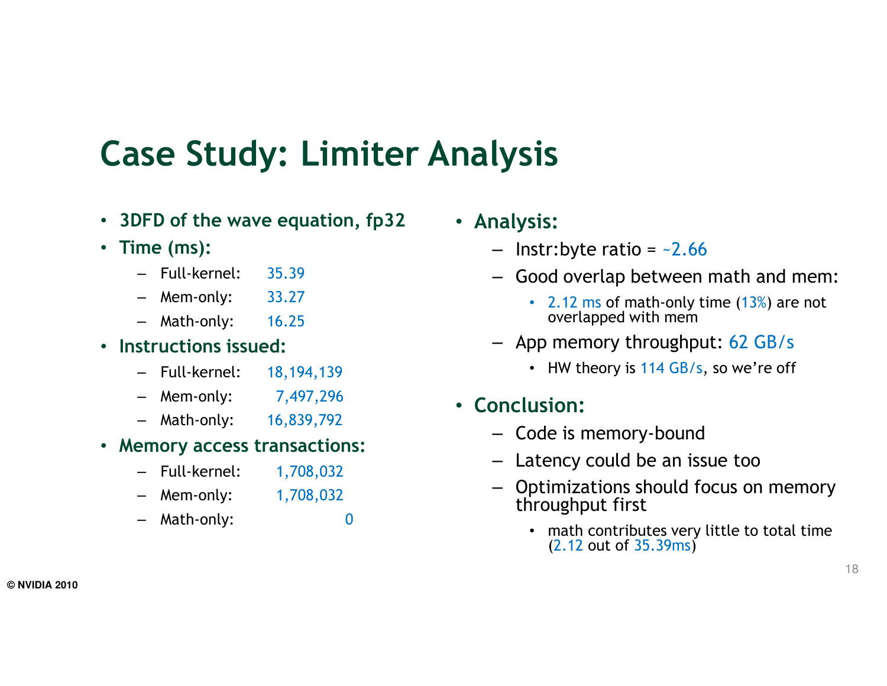# Case Study: Limiter Analysis

- **3DFD of the wave equation, fp32**
- **Time (ms):**
  - Full-kernel: 35.39
  - Mem-only: 33.27
  - Math-only: 16.25
- **Instructions issued:**
  - Full-kernel: 18,194,139
  - Mem-only: 7,497,296
  - Math-only: 16,839,792
- **Memory access transactions:**
  - Full-kernel: 1,708,032
  - Mem-only: 1,708,032
  - Math-only: 0

- **Analysis:**
  - Instr:byte ratio = ~2.66
  - Good overlap between math and mem:
    - 2.12 ms of math-only time (13%) are not overlapped with mem
  - App memory throughput: 62 GB/s
    - HW theory is 114 GB/s, so we're off
- **Conclusion:**
  - Code is memory-bound
  - Latency could be an issue too
  - Optimizations should focus on memory throughput first
    - math contributes very little to total time (2.12 out of 35.39ms)

© NVIDIA 2010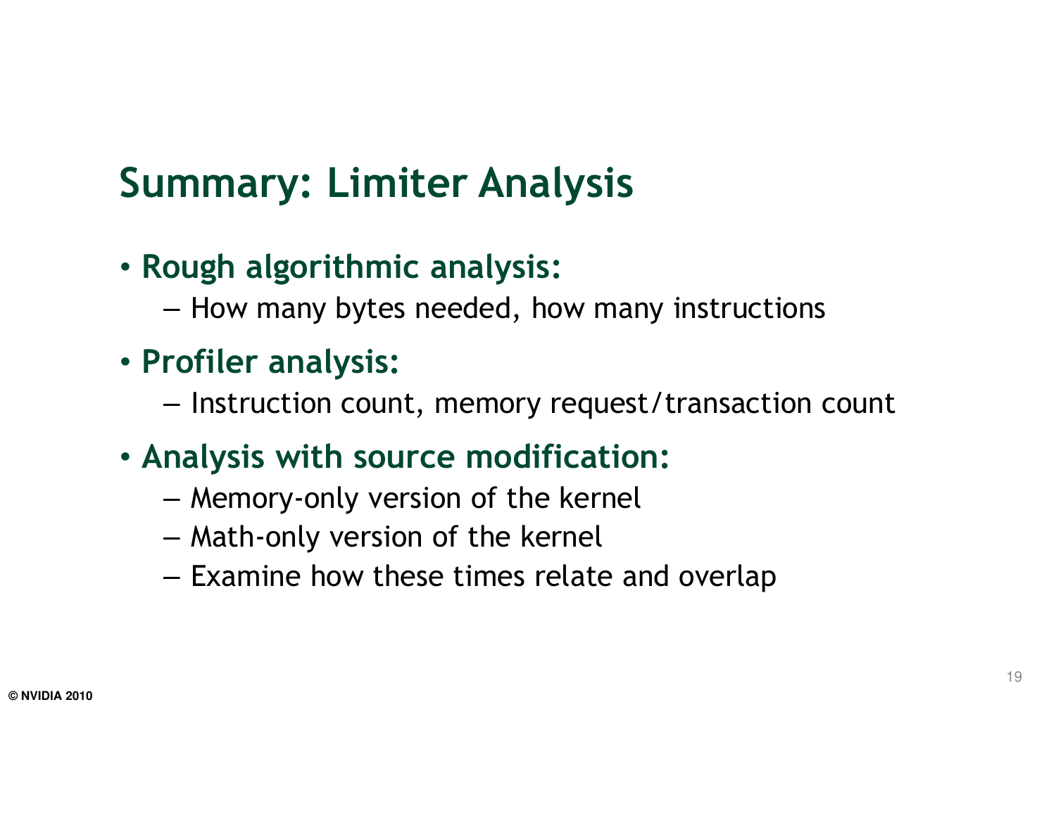# Summary: Limiter Analysis

- **Rough algorithmic analysis:**
  - How many bytes needed, how many instructions
- **Profiler analysis:**
  - Instruction count, memory request/transaction count
- **Analysis with source modification:**
  - Memory-only version of the kernel
  - Math-only version of the kernel
  - Examine how these times relate and overlap

© NVIDIA 2010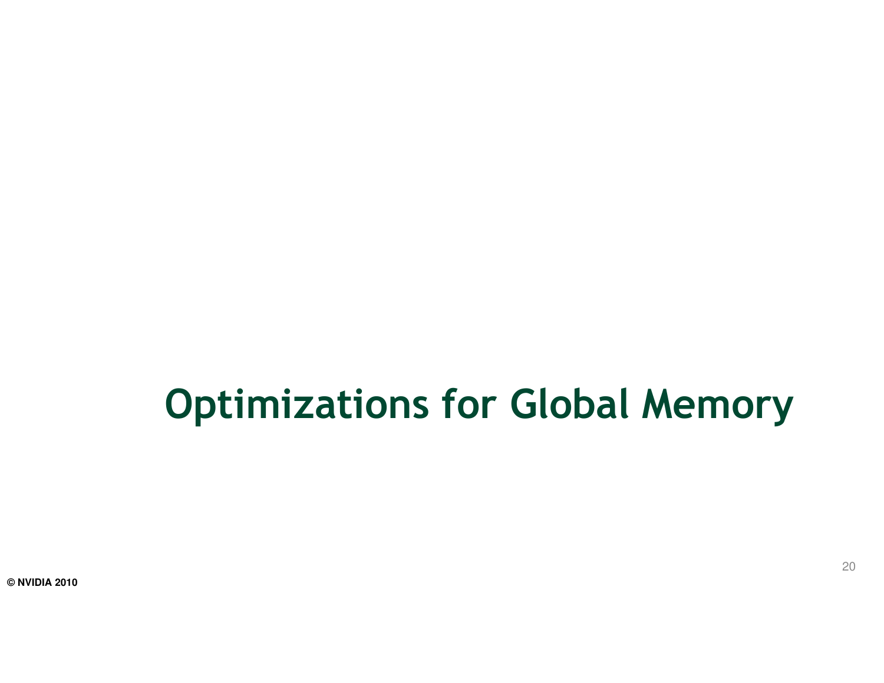# Optimizations for Global Memory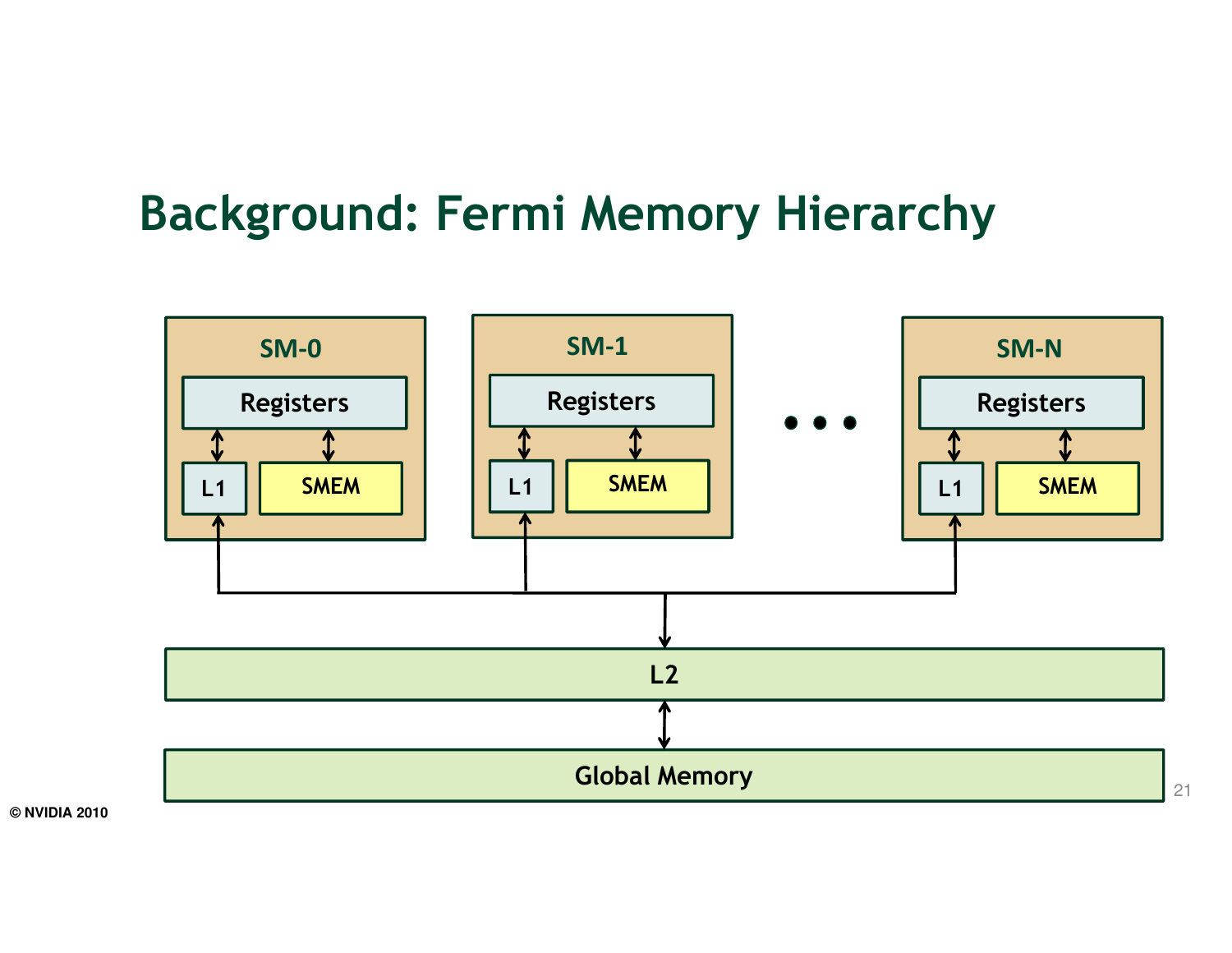# Background: Fermi Memory Hierarchy

SM-0

Registers

L1

SMEM

SM-1

Registers

L1

SMEM

• • •

SM-N

Registers

L1

SMEM

L2

Global Memory

© NVIDIA 2010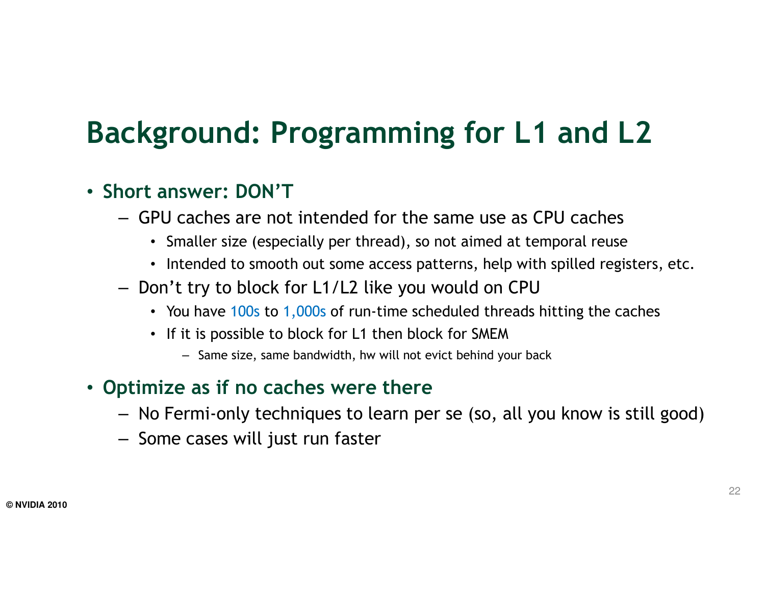# Background: Programming for L1 and L2

- **Short answer: DON'T**
  - GPU caches are not intended for the same use as CPU caches
    - Smaller size (especially per thread), so not aimed at temporal reuse
    - Intended to smooth out some access patterns, help with spilled registers, etc.
  - Don't try to block for L1/L2 like you would on CPU
    - You have 100s to 1,000s of run-time scheduled threads hitting the caches
    - If it is possible to block for L1 then block for SMEM
      - Same size, same bandwidth, hw will not evict behind your back
- **Optimize as if no caches were there**
  - No Fermi-only techniques to learn per se (so, all you know is still good)
  - Some cases will just run faster

© NVIDIA 2010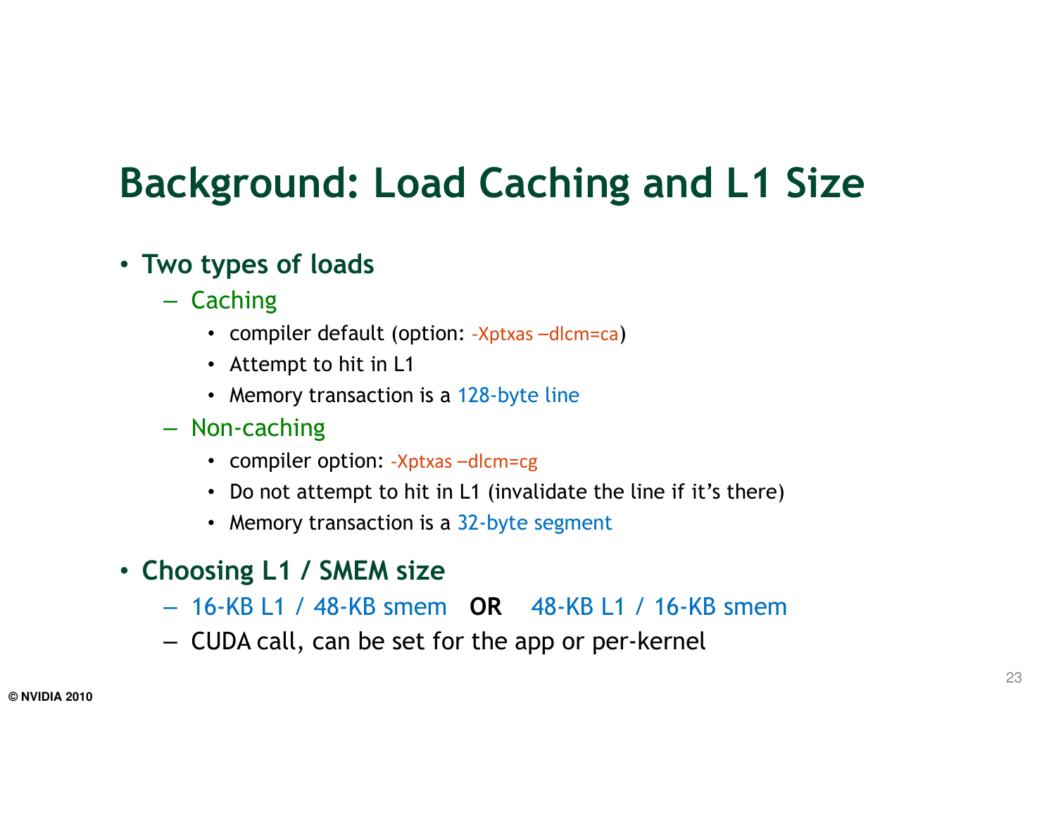# Background: Load Caching and L1 Size

- **Two types of loads**
  - Caching
    - compiler default (option: -Xptxas –dlcm=ca)
    - Attempt to hit in L1
    - Memory transaction is a 128-byte line
  - Non-caching
    - compiler option: -Xptxas –dlcm=cg
    - Do not attempt to hit in L1 (invalidate the line if it's there)
    - Memory transaction is a 32-byte segment
- **Choosing L1 / SMEM size**
  - 16-KB L1 / 48-KB smem **OR** 48-KB L1 / 16-KB smem
  - CUDA call, can be set for the app or per-kernel

© NVIDIA 2010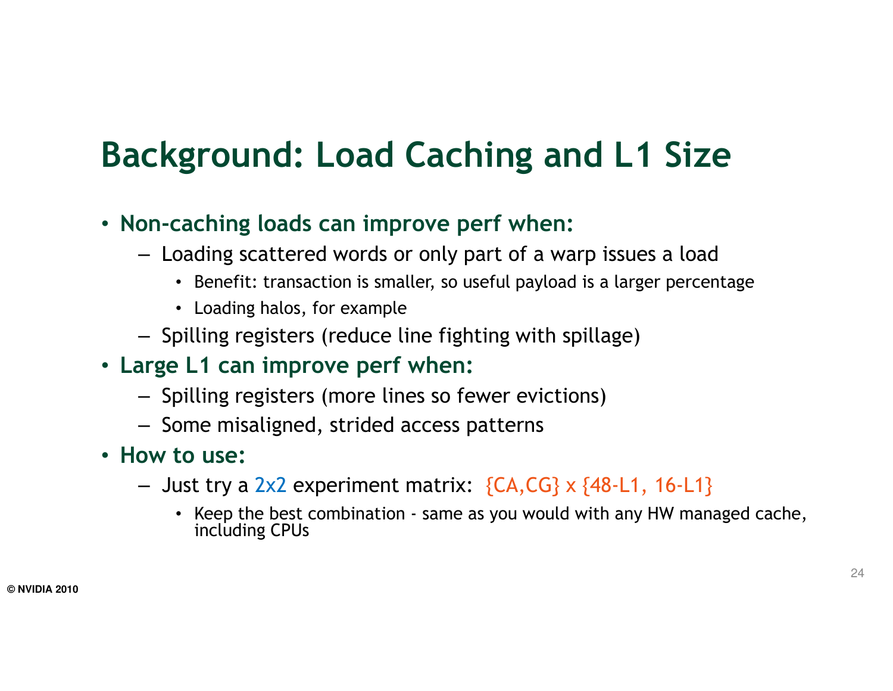# Background: Load Caching and L1 Size

- **Non-caching loads can improve perf when:**
  - Loading scattered words or only part of a warp issues a load
    - Benefit: transaction is smaller, so useful payload is a larger percentage
    - Loading halos, for example
  - Spilling registers (reduce line fighting with spillage)
- **Large L1 can improve perf when:**
  - Spilling registers (more lines so fewer evictions)
  - Some misaligned, strided access patterns
- **How to use:**
  - Just try a 2x2 experiment matrix: {CA,CG} x {48-L1, 16-L1}
    - Keep the best combination - same as you would with any HW managed cache, including CPUs

© NVIDIA 2010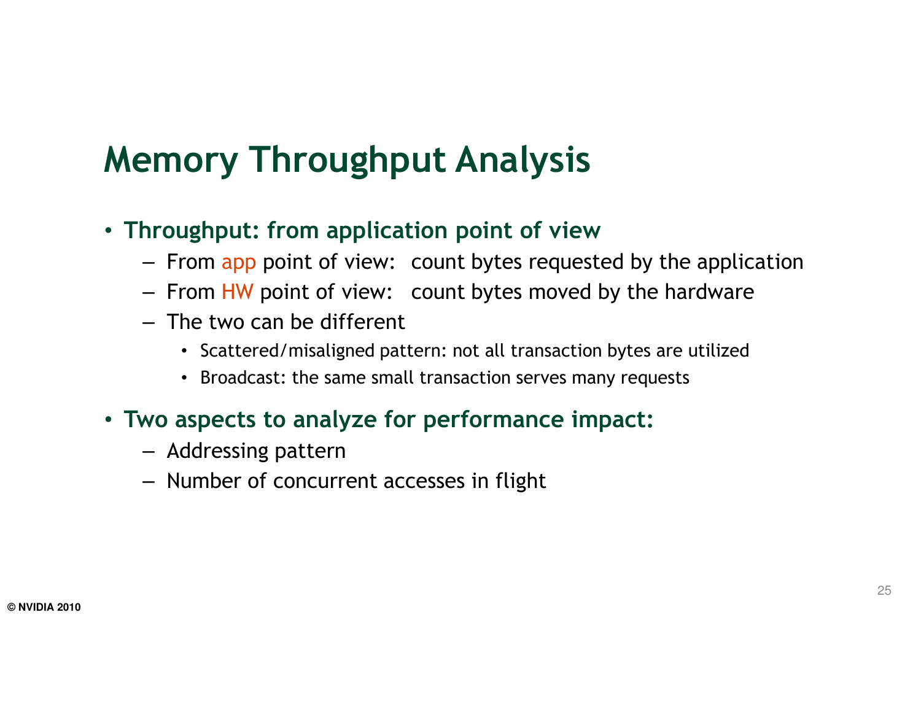# Memory Throughput Analysis

- **Throughput: from application point of view**
  - From app point of view: count bytes requested by the application
  - From HW point of view: count bytes moved by the hardware
  - The two can be different
    - Scattered/misaligned pattern: not all transaction bytes are utilized
    - Broadcast: the same small transaction serves many requests
- **Two aspects to analyze for performance impact:**
  - Addressing pattern
  - Number of concurrent accesses in flight

© NVIDIA 2010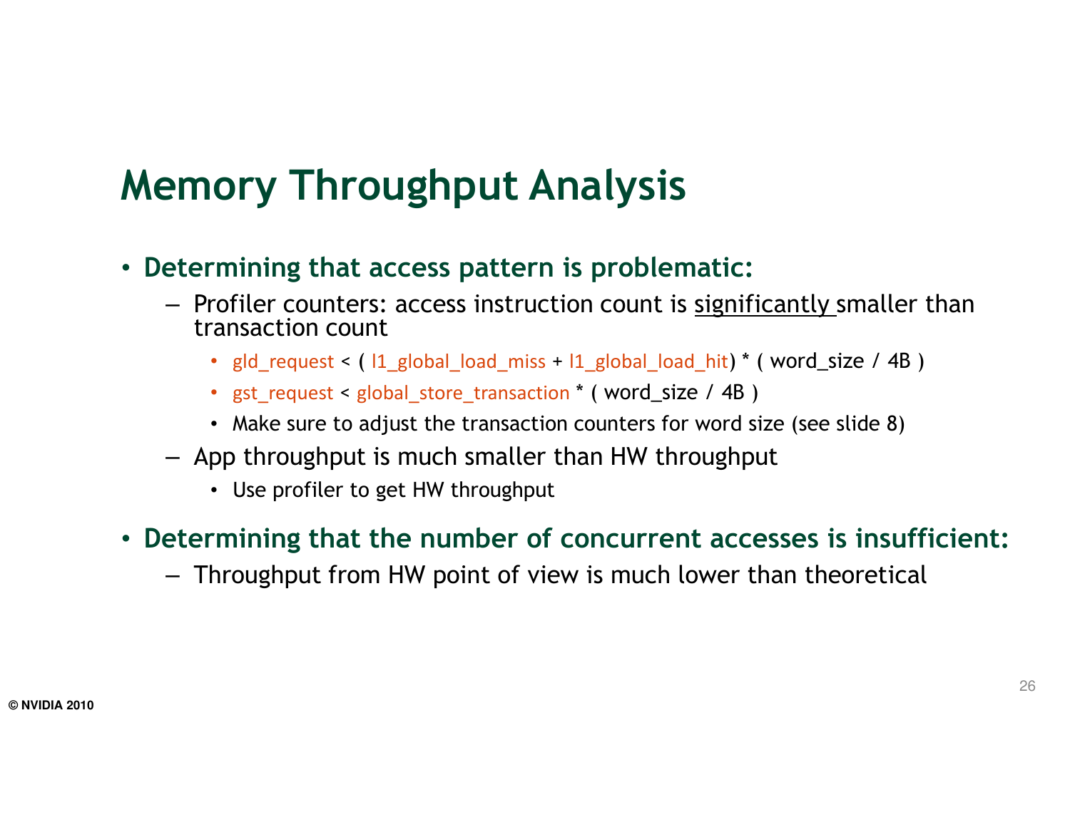# Memory Throughput Analysis

- **Determining that access pattern is problematic:**
  - Profiler counters: access instruction count is significantly smaller than transaction count
    - gld_request < ( l1_global_load_miss + l1_global_load_hit) * ( word_size / 4B )
    - gst_request < global_store_transaction * ( word_size / 4B )
    - Make sure to adjust the transaction counters for word size (see slide 8)
  - App throughput is much smaller than HW throughput
    - Use profiler to get HW throughput
- **Determining that the number of concurrent accesses is insufficient:**
  - Throughput from HW point of view is much lower than theoretical

© NVIDIA 2010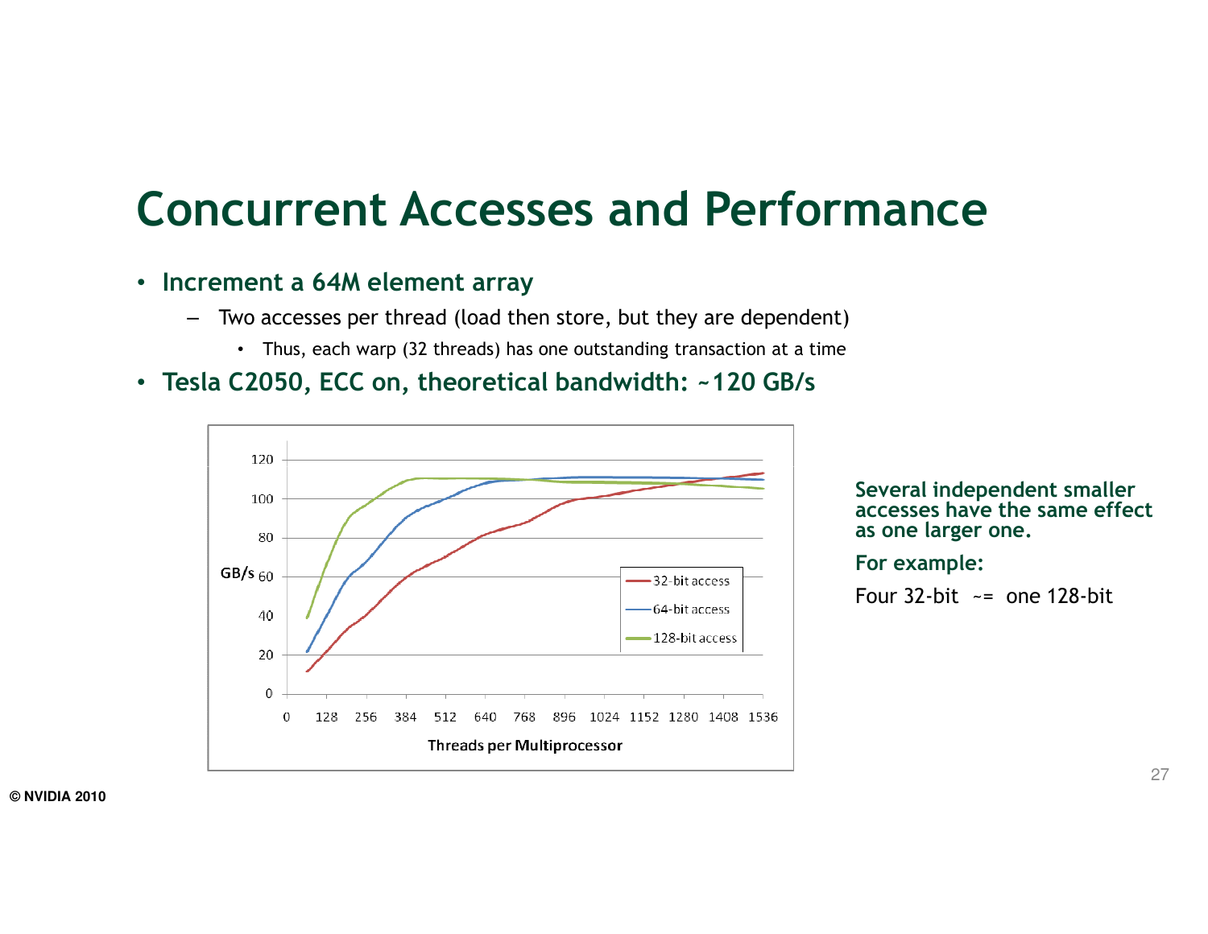# Concurrent Accesses and Performance

- **Increment a 64M element array**
  - Two accesses per thread (load then store, but they are dependent)
    - Thus, each warp (32 threads) has one outstanding transaction at a time
- **Tesla C2050, ECC on, theoretical bandwidth: ~120 GB/s**

**Several independent smaller accesses have the same effect as one larger one.**

**For example:**

Four 32-bit ~= one 128-bit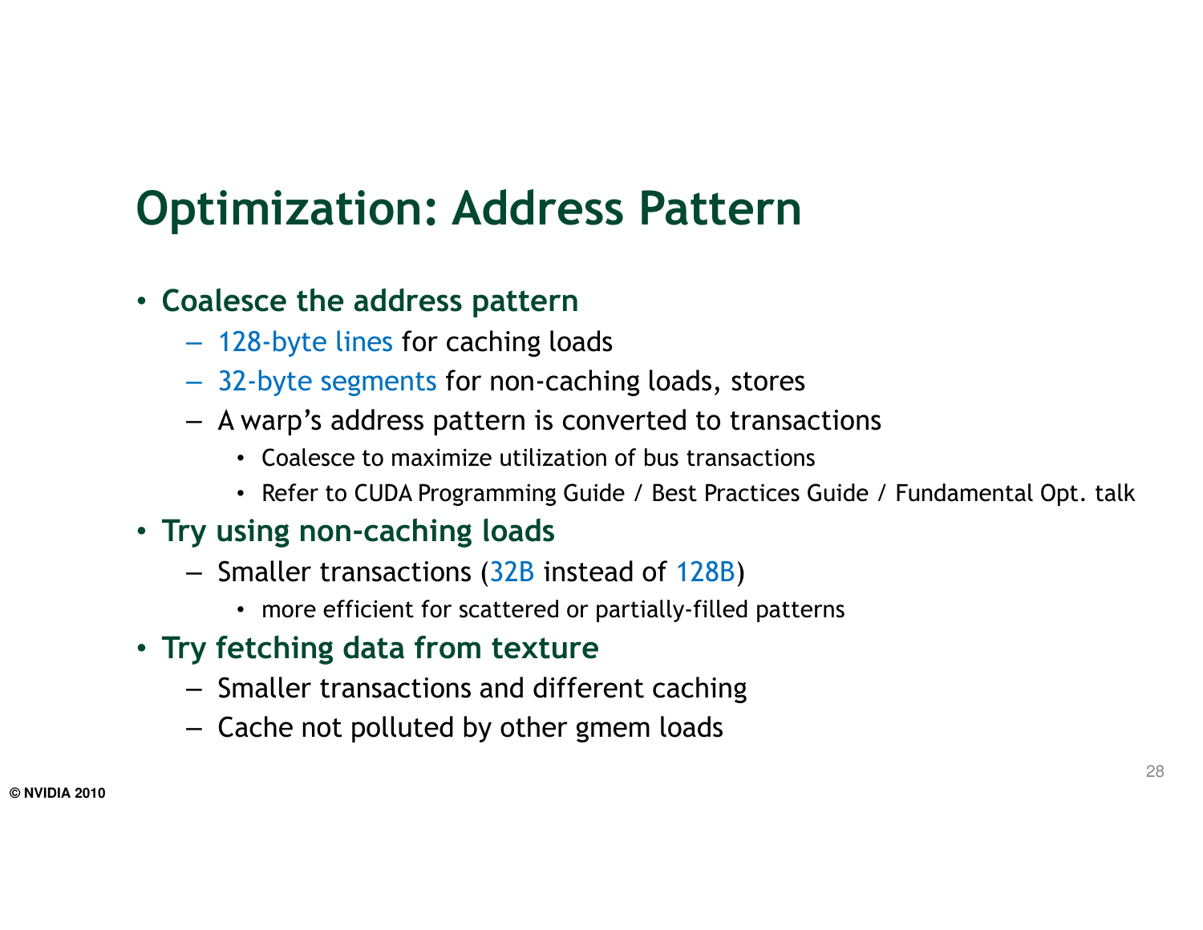# Optimization: Address Pattern

- **Coalesce the address pattern**
  - 128-byte lines for caching loads
  - 32-byte segments for non-caching loads, stores
  - A warp's address pattern is converted to transactions
    - Coalesce to maximize utilization of bus transactions
    - Refer to CUDA Programming Guide / Best Practices Guide / Fundamental Opt. talk
- **Try using non-caching loads**
  - Smaller transactions (32B instead of 128B)
    - more efficient for scattered or partially-filled patterns
- **Try fetching data from texture**
  - Smaller transactions and different caching
  - Cache not polluted by other gmem loads

© NVIDIA 2010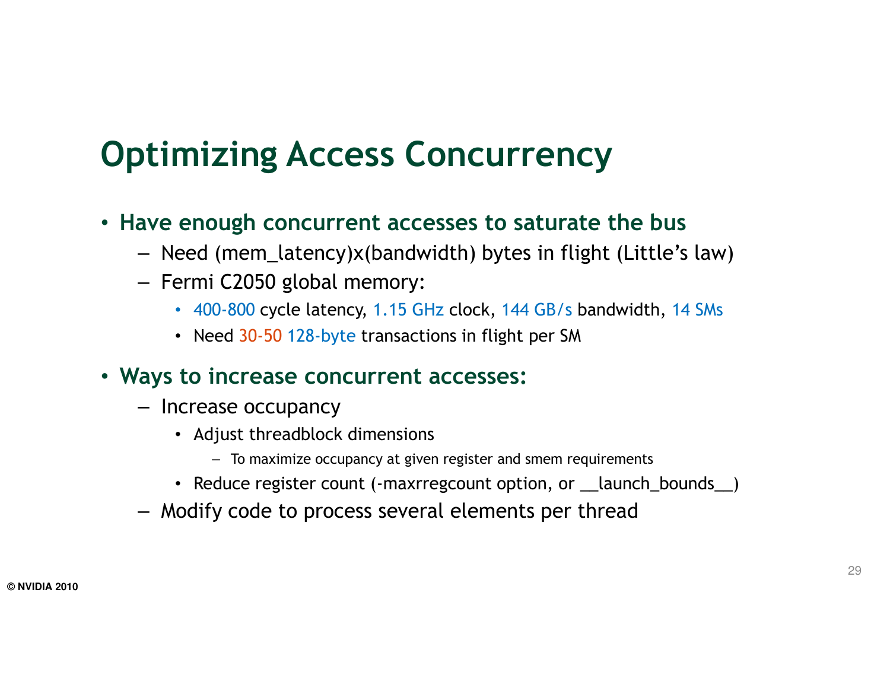# Optimizing Access Concurrency

- **Have enough concurrent accesses to saturate the bus**
  - Need (mem_latency)x(bandwidth) bytes in flight (Little's law)
  - Fermi C2050 global memory:
    - 400-800 cycle latency, 1.15 GHz clock, 144 GB/s bandwidth, 14 SMs
    - Need 30-50 128-byte transactions in flight per SM
- **Ways to increase concurrent accesses:**
  - Increase occupancy
    - Adjust threadblock dimensions
      - To maximize occupancy at given register and smem requirements
    - Reduce register count (-maxrregcount option, or __launch_bounds__)
  - Modify code to process several elements per thread

© NVIDIA 2010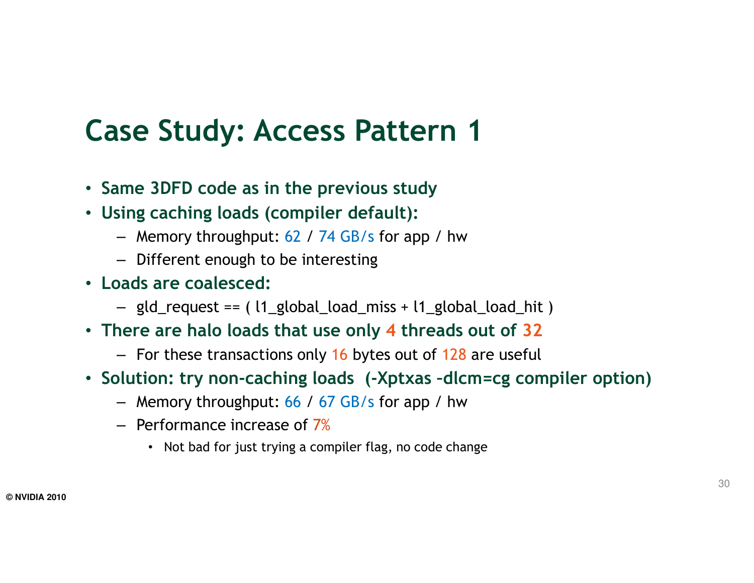# Case Study: Access Pattern 1

- **Same 3DFD code as in the previous study**
- **Using caching loads (compiler default):**
  - Memory throughput: 62 / 74 GB/s for app / hw
  - Different enough to be interesting
- **Loads are coalesced:**
  - gld_request == ( l1_global_load_miss + l1_global_load_hit )
- **There are halo loads that use only 4 threads out of 32**
  - For these transactions only 16 bytes out of 128 are useful
- **Solution: try non-caching loads (-Xptxas –dlcm=cg compiler option)**
  - Memory throughput: 66 / 67 GB/s for app / hw
  - Performance increase of 7%
    - Not bad for just trying a compiler flag, no code change

© NVIDIA 2010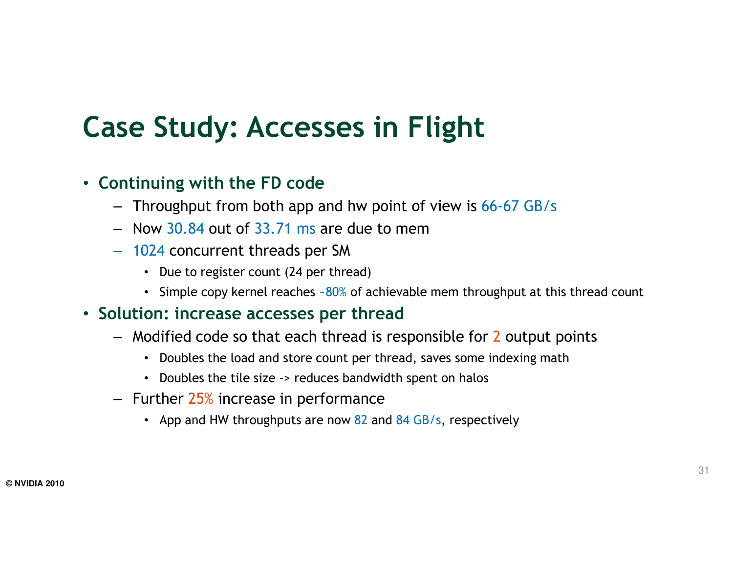# Case Study: Accesses in Flight

- **Continuing with the FD code**
  - Throughput from both app and hw point of view is 66-67 GB/s
  - Now 30.84 out of 33.71 ms are due to mem
  - 1024 concurrent threads per SM
    - Due to register count (24 per thread)
    - Simple copy kernel reaches ~80% of achievable mem throughput at this thread count
- **Solution: increase accesses per thread**
  - Modified code so that each thread is responsible for 2 output points
    - Doubles the load and store count per thread, saves some indexing math
    - Doubles the tile size -> reduces bandwidth spent on halos
  - Further 25% increase in performance
    - App and HW throughputs are now 82 and 84 GB/s, respectively

© NVIDIA 2010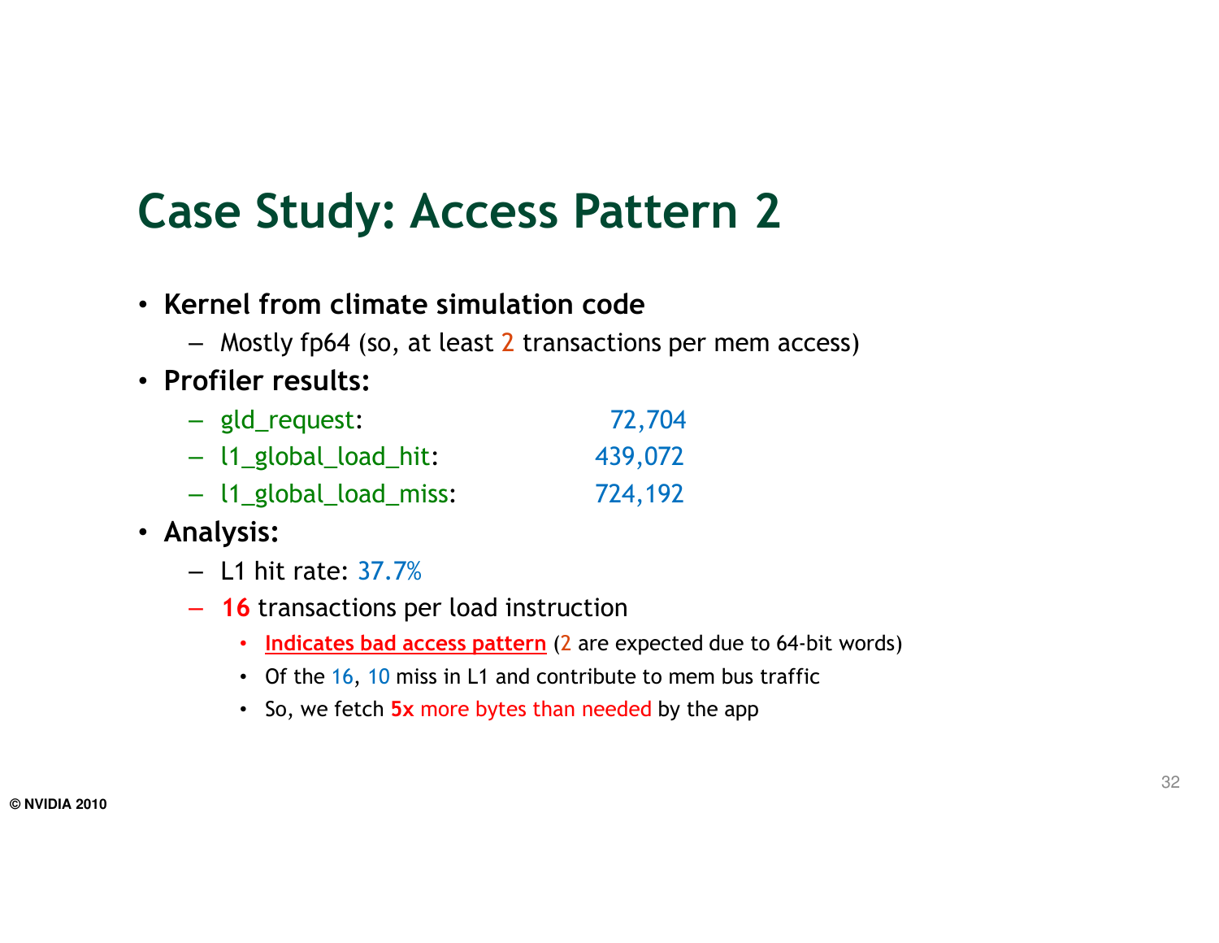# Case Study: Access Pattern 2

- **Kernel from climate simulation code**
  - Mostly fp64 (so, at least 2 transactions per mem access)
- **Profiler results:**
  - gld_request: 72,704
  - l1_global_load_hit: 439,072
  - l1_global_load_miss: 724,192
- **Analysis:**
  - L1 hit rate: 37.7%
  - **16** transactions per load instruction
    - **Indicates bad access pattern** (2 are expected due to 64-bit words)
    - Of the 16, 10 miss in L1 and contribute to mem bus traffic
    - So, we fetch **5x** more bytes than needed by the app

© NVIDIA 2010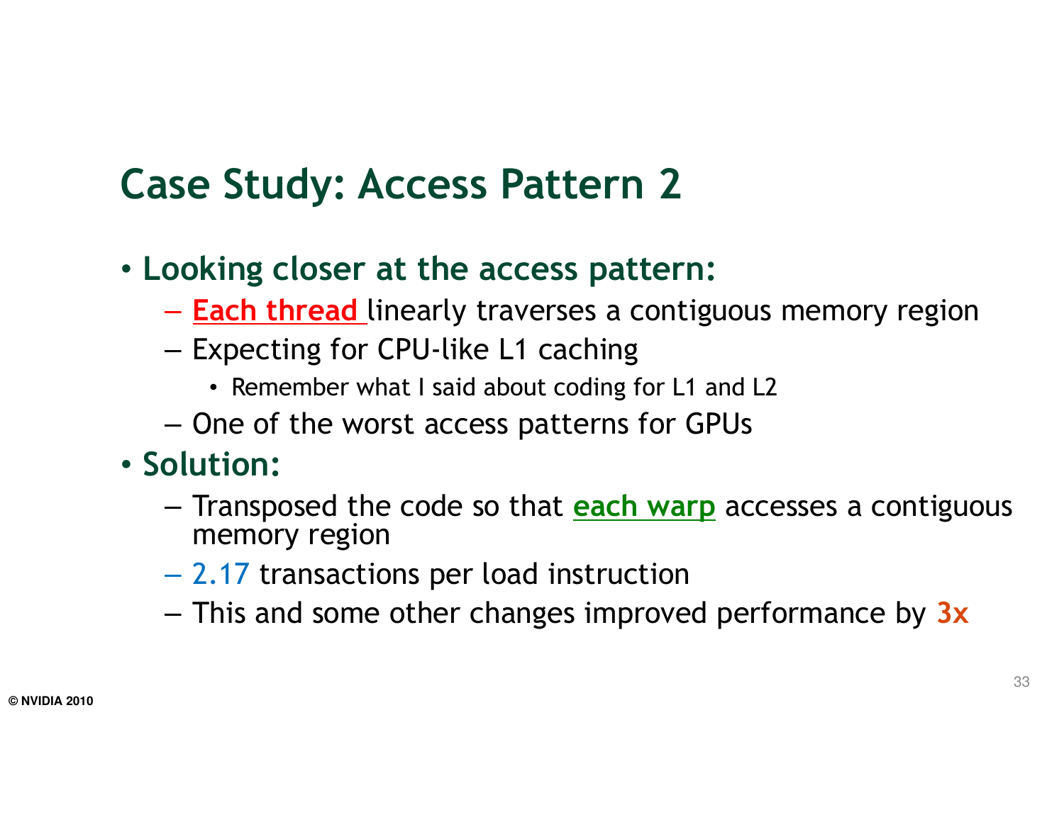# Case Study: Access Pattern 2

- **Looking closer at the access pattern:**
  - **Each thread** linearly traverses a contiguous memory region
  - Expecting for CPU-like L1 caching
    - Remember what I said about coding for L1 and L2
  - One of the worst access patterns for GPUs
- **Solution:**
  - Transposed the code so that **each warp** accesses a contiguous memory region
  - 2.17 transactions per load instruction
  - This and some other changes improved performance by **3x**

© NVIDIA 2010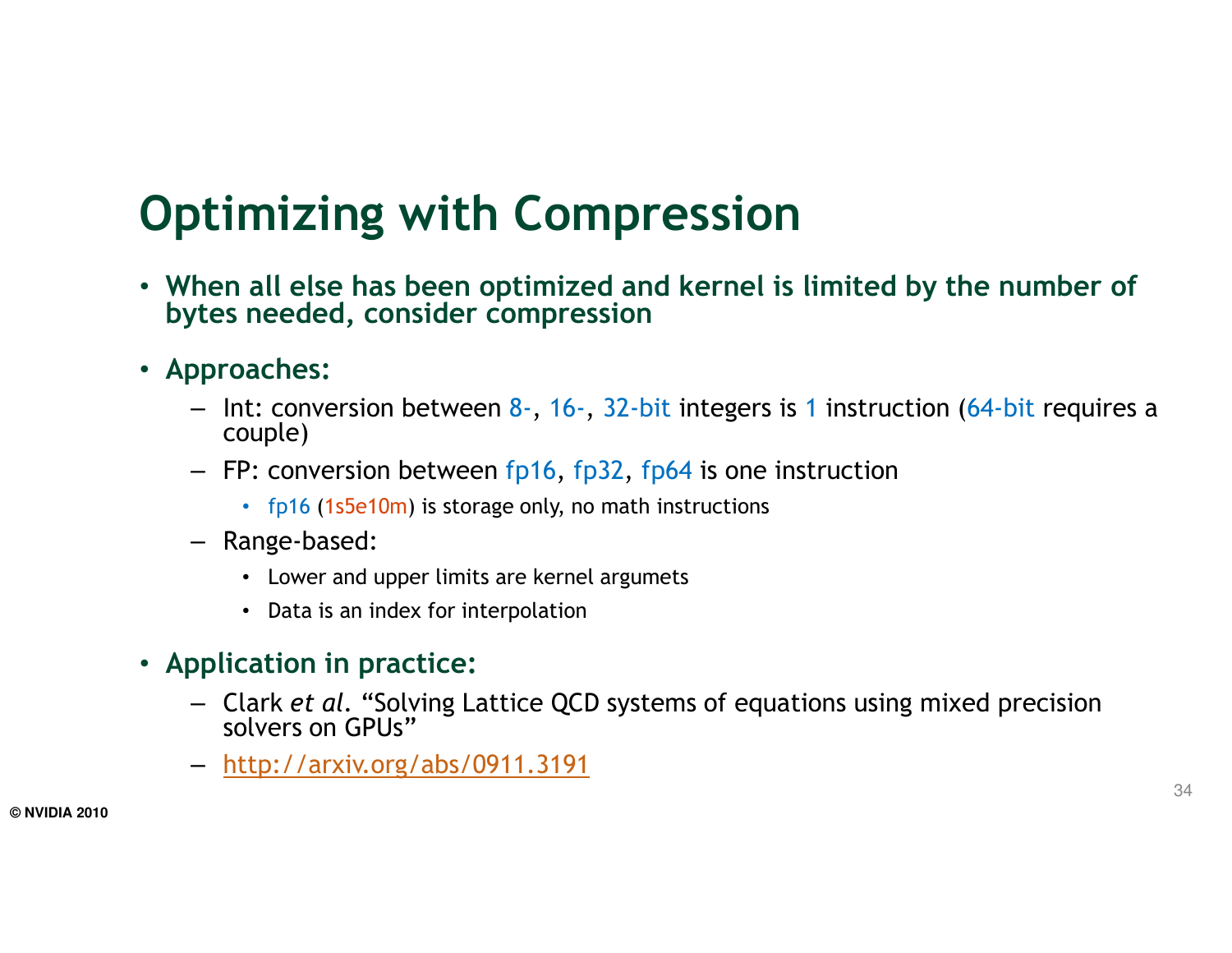# Optimizing with Compression

- **When all else has been optimized and kernel is limited by the number of bytes needed, consider compression**
- **Approaches:**
  - Int: conversion between 8-, 16-, 32-bit integers is 1 instruction (64-bit requires a couple)
  - FP: conversion between fp16, fp32, fp64 is one instruction
    - fp16 (1s5e10m) is storage only, no math instructions
  - Range-based:
    - Lower and upper limits are kernel argumets
    - Data is an index for interpolation
- **Application in practice:**
  - Clark *et al.* "Solving Lattice QCD systems of equations using mixed precision solvers on GPUs"
  - http://arxiv.org/abs/0911.3191

© NVIDIA 2010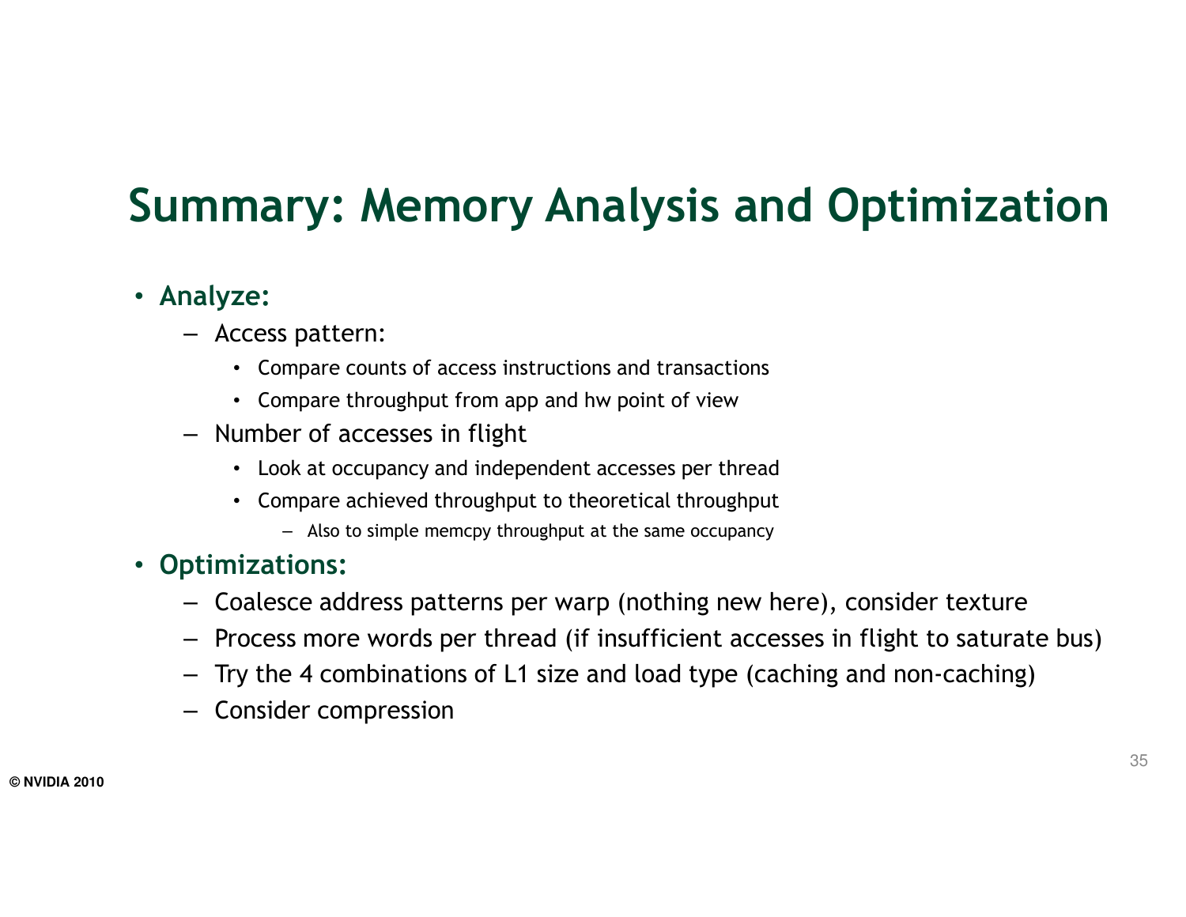# Summary: Memory Analysis and Optimization

- **Analyze:**
  - Access pattern:
    - Compare counts of access instructions and transactions
    - Compare throughput from app and hw point of view
  - Number of accesses in flight
    - Look at occupancy and independent accesses per thread
    - Compare achieved throughput to theoretical throughput
      - Also to simple memcpy throughput at the same occupancy
- **Optimizations:**
  - Coalesce address patterns per warp (nothing new here), consider texture
  - Process more words per thread (if insufficient accesses in flight to saturate bus)
  - Try the 4 combinations of L1 size and load type (caching and non-caching)
  - Consider compression

© NVIDIA 2010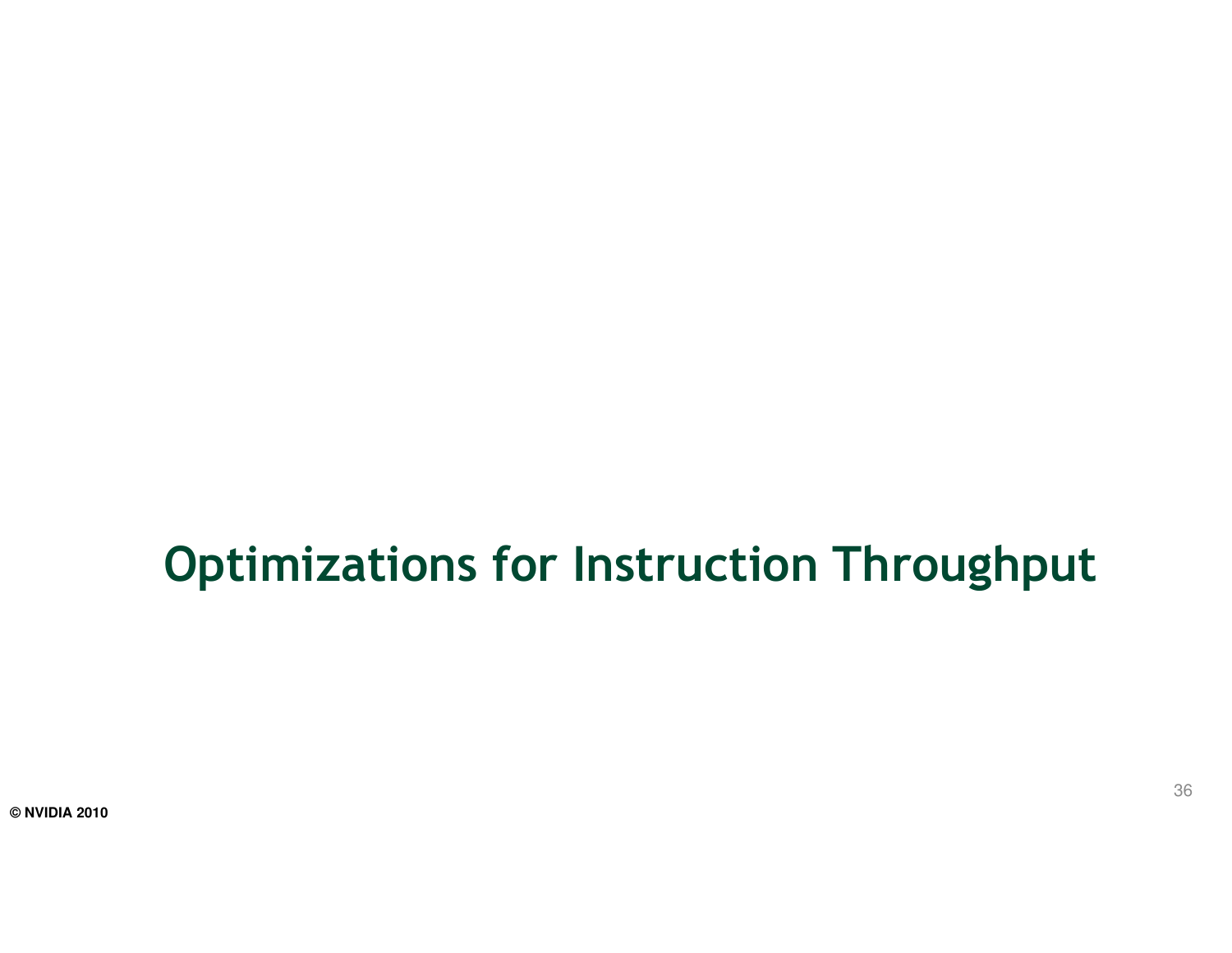# Optimizations for Instruction Throughput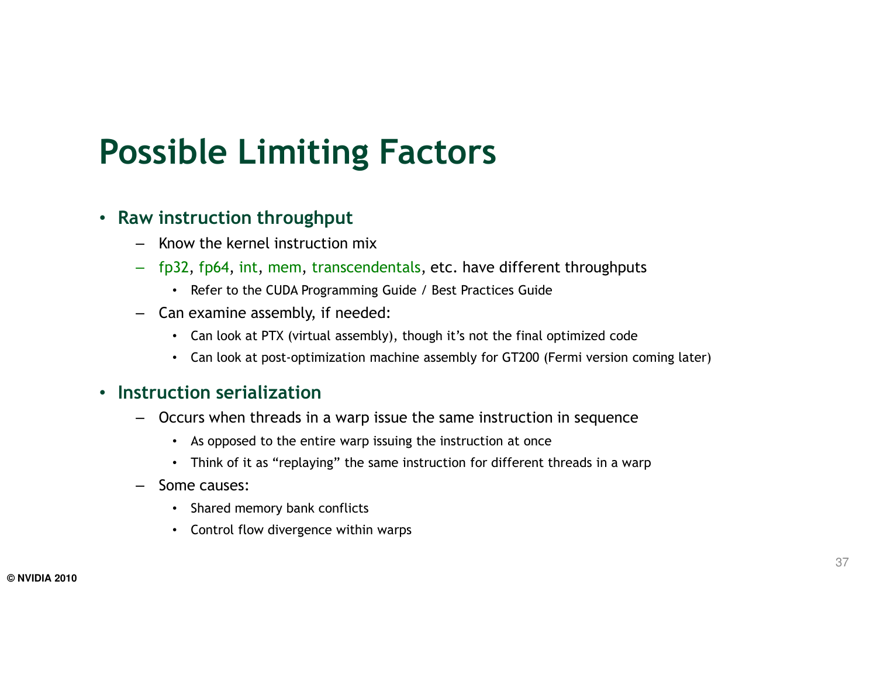# Possible Limiting Factors

- **Raw instruction throughput**
  - Know the kernel instruction mix
  - fp32, fp64, int, mem, transcendentals, etc. have different throughputs
    - Refer to the CUDA Programming Guide / Best Practices Guide
  - Can examine assembly, if needed:
    - Can look at PTX (virtual assembly), though it's not the final optimized code
    - Can look at post-optimization machine assembly for GT200 (Fermi version coming later)
- **Instruction serialization**
  - Occurs when threads in a warp issue the same instruction in sequence
    - As opposed to the entire warp issuing the instruction at once
    - Think of it as "replaying" the same instruction for different threads in a warp
  - Some causes:
    - Shared memory bank conflicts
    - Control flow divergence within warps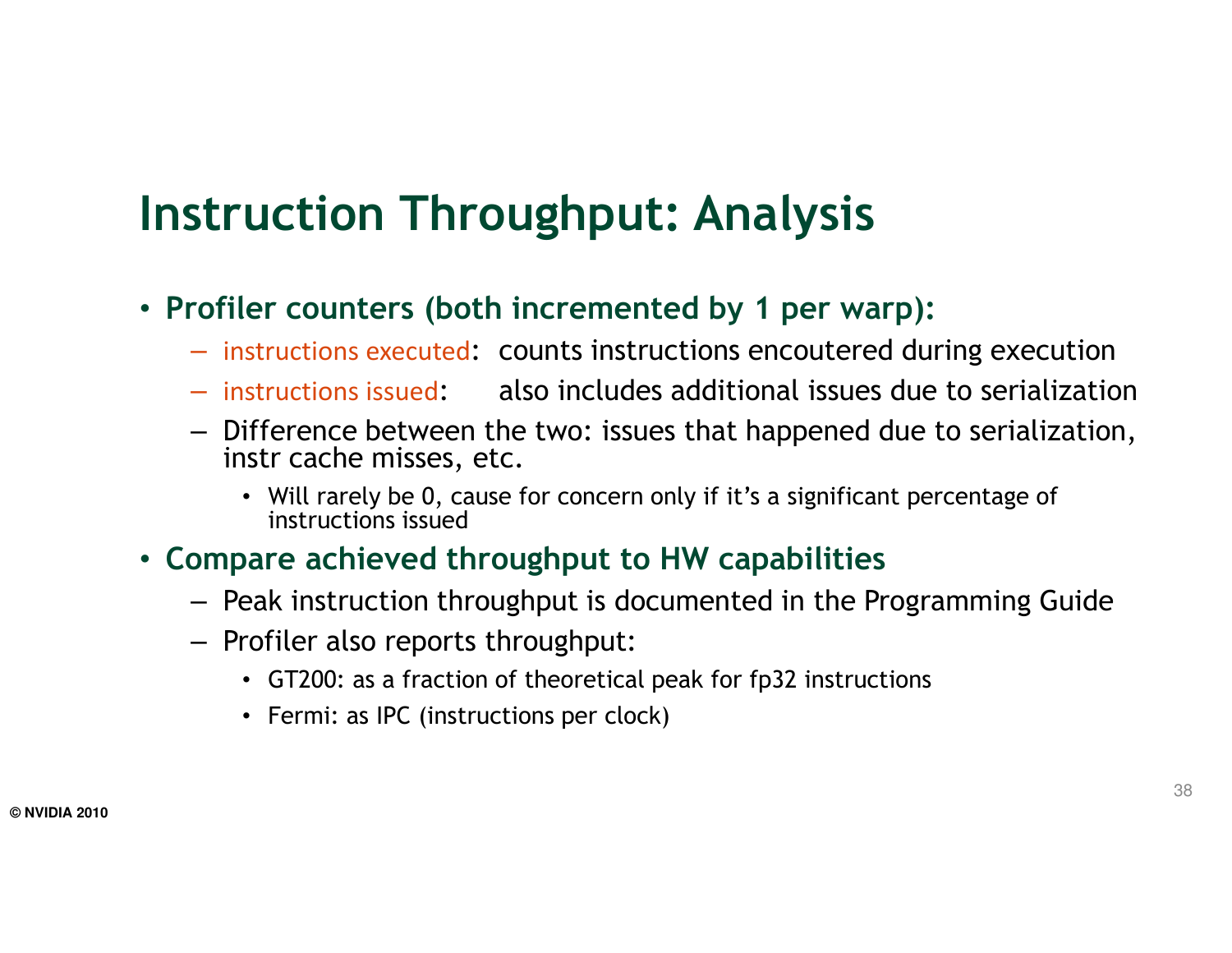# Instruction Throughput: Analysis

- **Profiler counters (both incremented by 1 per warp):**
  - instructions executed: counts instructions encoutered during execution
  - instructions issued: also includes additional issues due to serialization
  - Difference between the two: issues that happened due to serialization, instr cache misses, etc.
    - Will rarely be 0, cause for concern only if it's a significant percentage of instructions issued
- **Compare achieved throughput to HW capabilities**
  - Peak instruction throughput is documented in the Programming Guide
  - Profiler also reports throughput:
    - GT200: as a fraction of theoretical peak for fp32 instructions
    - Fermi: as IPC (instructions per clock)

© NVIDIA 2010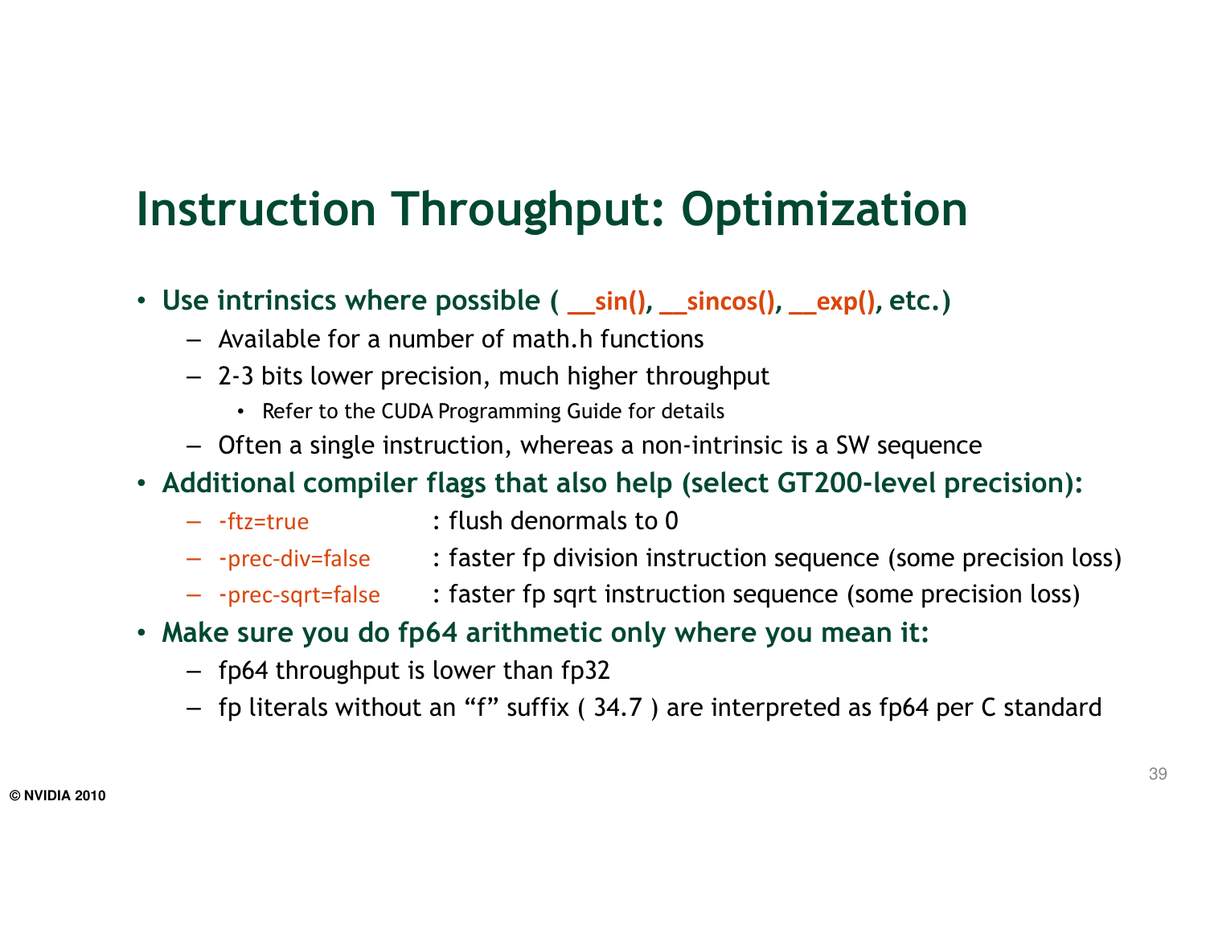# Instruction Throughput: Optimization

- **Use intrinsics where possible ( __sin(), __sincos(), __exp(), etc.)**
  - Available for a number of math.h functions
  - 2-3 bits lower precision, much higher throughput
    - Refer to the CUDA Programming Guide for details
  - Often a single instruction, whereas a non-intrinsic is a SW sequence
- **Additional compiler flags that also help (select GT200-level precision):**
  - -ftz=true : flush denormals to 0
  - -prec-div=false : faster fp division instruction sequence (some precision loss)
  - -prec-sqrt=false : faster fp sqrt instruction sequence (some precision loss)
- **Make sure you do fp64 arithmetic only where you mean it:**
  - fp64 throughput is lower than fp32
  - fp literals without an "f" suffix ( 34.7 ) are interpreted as fp64 per C standard

© NVIDIA 2010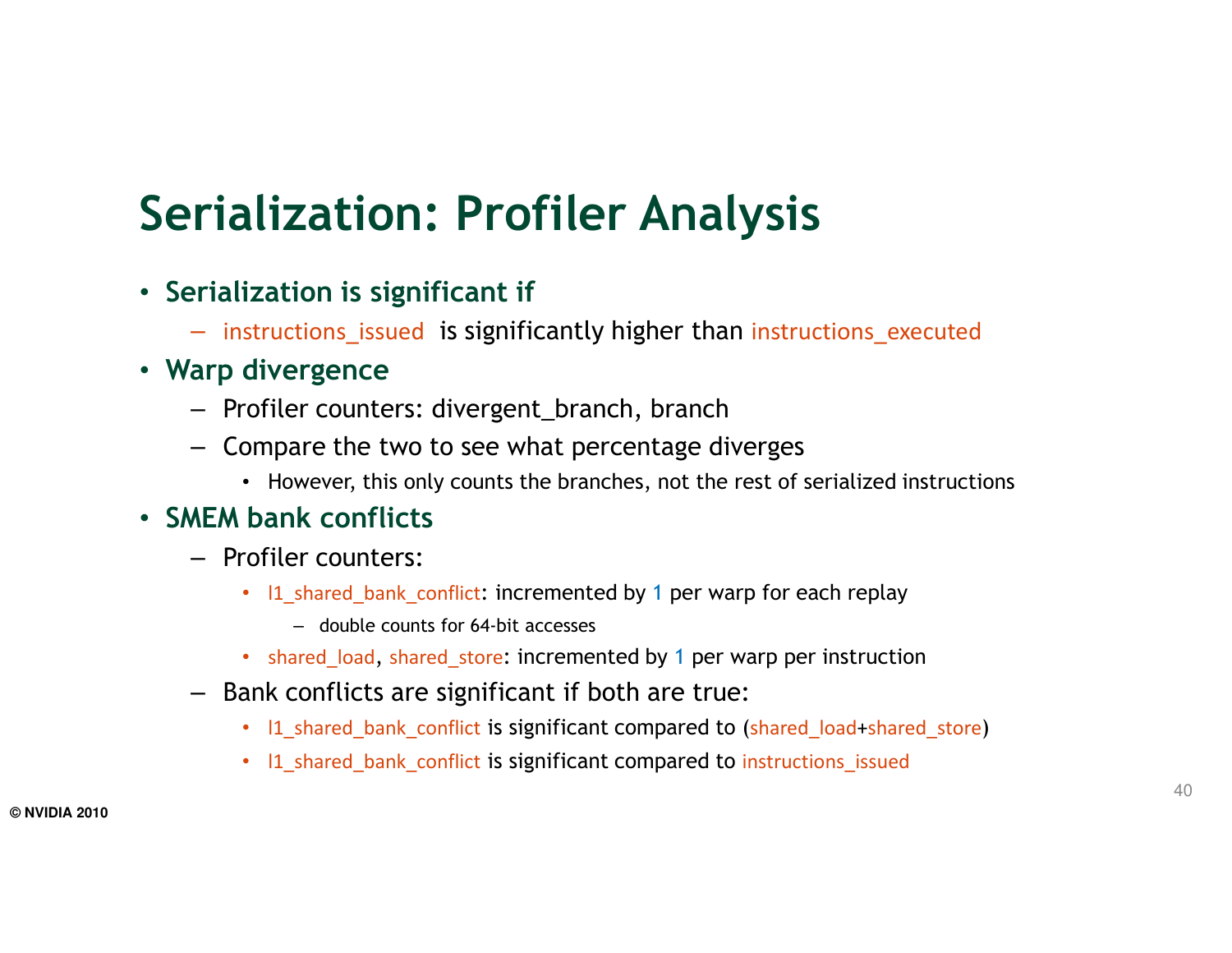# Serialization: Profiler Analysis

- **Serialization is significant if**
  - instructions_issued is significantly higher than instructions_executed
- **Warp divergence**
  - Profiler counters: divergent_branch, branch
  - Compare the two to see what percentage diverges
    - However, this only counts the branches, not the rest of serialized instructions
- **SMEM bank conflicts**
  - Profiler counters:
    - l1_shared_bank_conflict: incremented by 1 per warp for each replay
      - double counts for 64-bit accesses
    - shared_load, shared_store: incremented by 1 per warp per instruction
  - Bank conflicts are significant if both are true:
    - l1_shared_bank_conflict is significant compared to (shared_load+shared_store)
    - l1_shared_bank_conflict is significant compared to instructions_issued

© NVIDIA 2010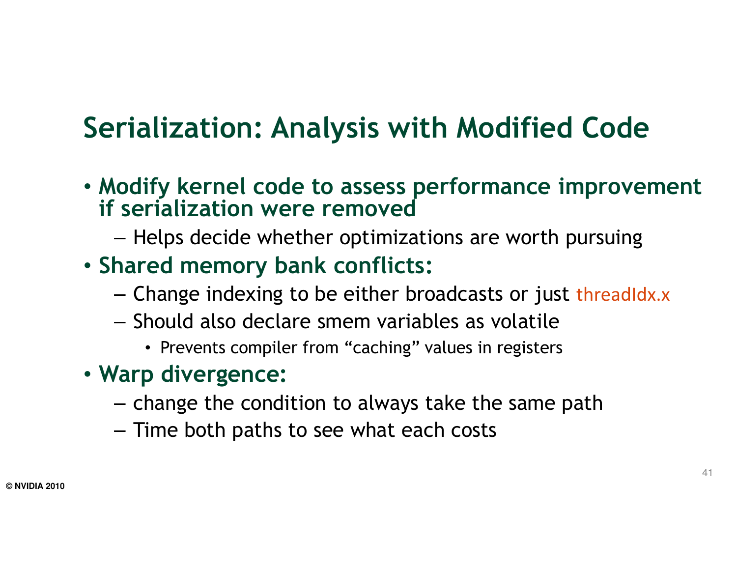# Serialization: Analysis with Modified Code

- **Modify kernel code to assess performance improvement if serialization were removed**
  - Helps decide whether optimizations are worth pursuing
- **Shared memory bank conflicts:**
  - Change indexing to be either broadcasts or just `threadIdx.x`
  - Should also declare smem variables as volatile
    - Prevents compiler from "caching" values in registers
- **Warp divergence:**
  - change the condition to always take the same path
  - Time both paths to see what each costs

© NVIDIA 2010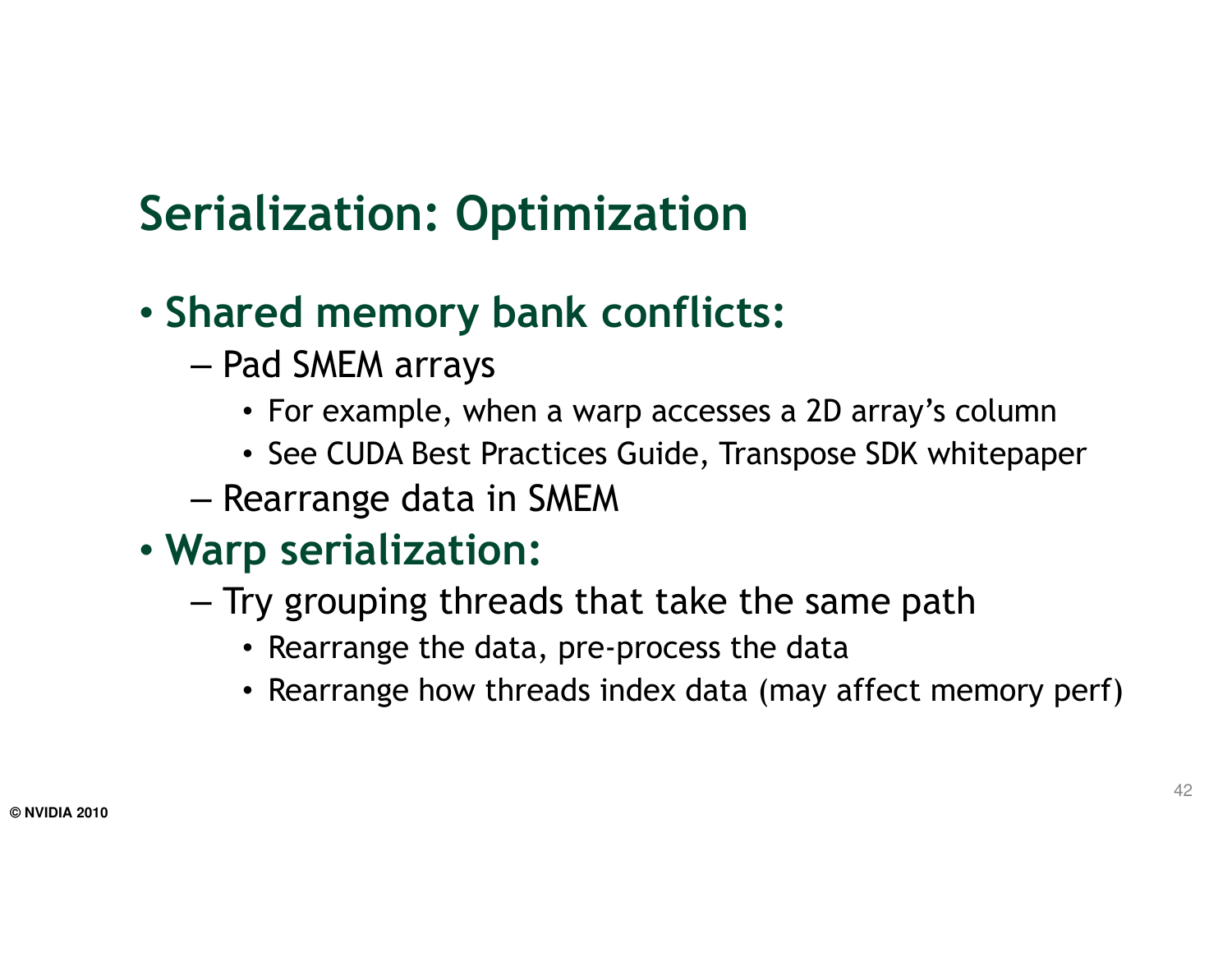# Serialization: Optimization

- **Shared memory bank conflicts:**
  - Pad SMEM arrays
    - For example, when a warp accesses a 2D array's column
    - See CUDA Best Practices Guide, Transpose SDK whitepaper
  - Rearrange data in SMEM
- **Warp serialization:**
  - Try grouping threads that take the same path
    - Rearrange the data, pre-process the data
    - Rearrange how threads index data (may affect memory perf)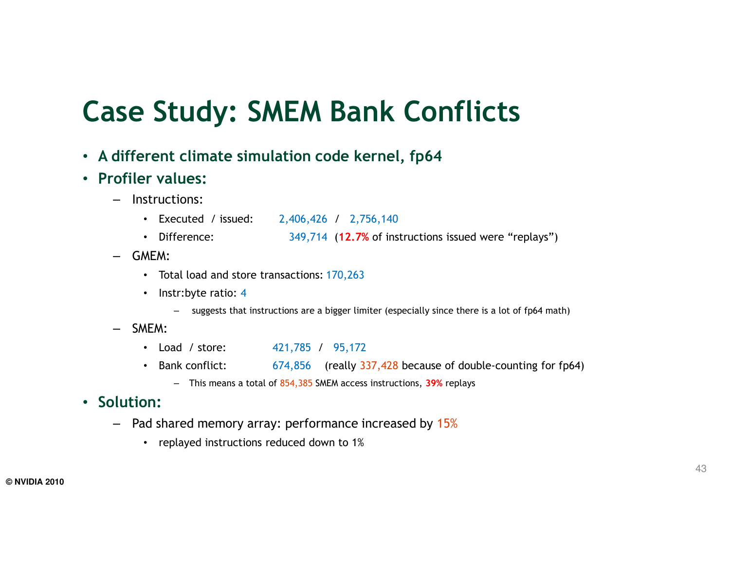# Case Study: SMEM Bank Conflicts

- **A different climate simulation code kernel, fp64**
- **Profiler values:**
  - Instructions:
    - Executed / issued: 2,406,426 / 2,756,140
    - Difference: 349,714 (**12.7%** of instructions issued were "replays")
  - GMEM:
    - Total load and store transactions: 170,263
    - Instr:byte ratio: 4
      - suggests that instructions are a bigger limiter (especially since there is a lot of fp64 math)
  - SMEM:
    - Load / store: 421,785 / 95,172
    - Bank conflict: 674,856 (really 337,428 because of double-counting for fp64)
      - This means a total of 854,385 SMEM access instructions, **39%** replays
- **Solution:**
  - Pad shared memory array: performance increased by 15%
    - replayed instructions reduced down to 1%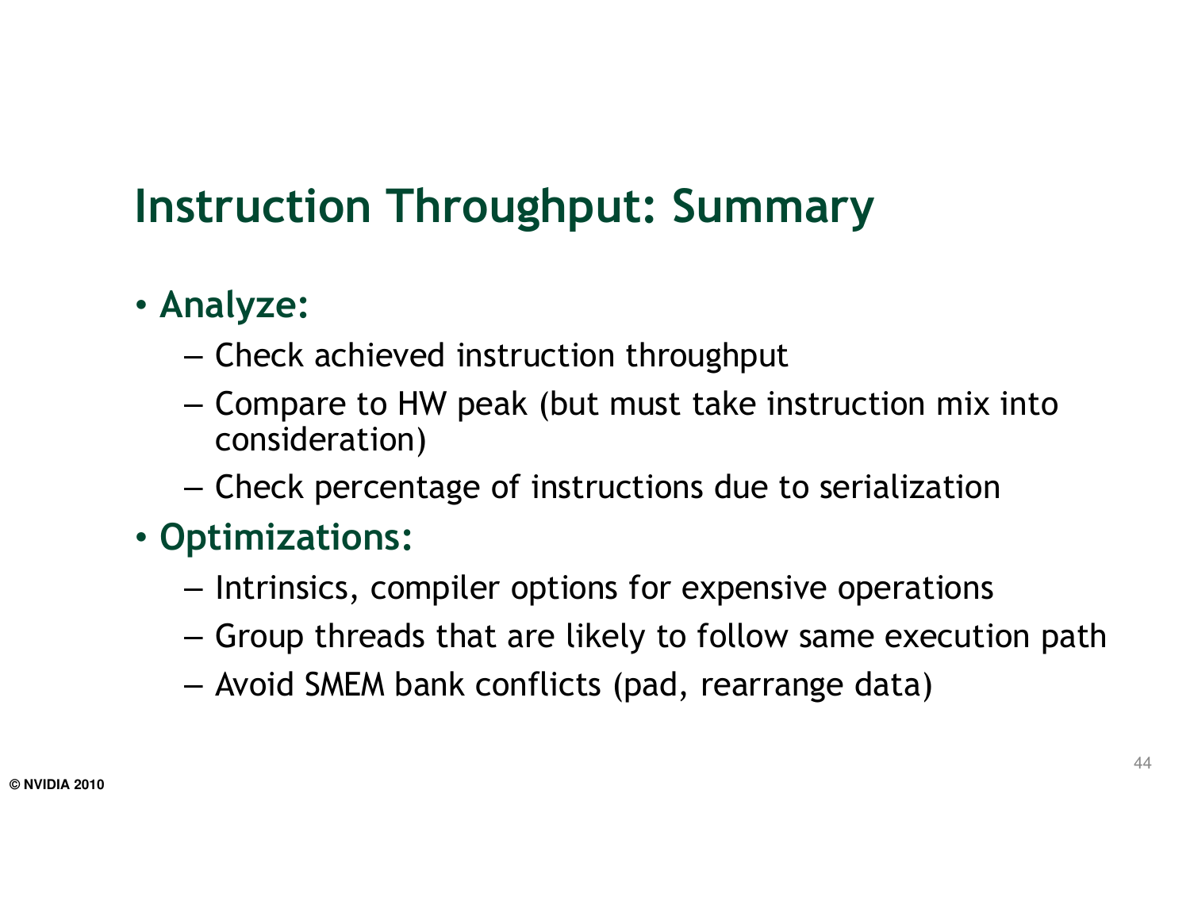# Instruction Throughput: Summary

- **Analyze:**
  - Check achieved instruction throughput
  - Compare to HW peak (but must take instruction mix into consideration)
  - Check percentage of instructions due to serialization
- **Optimizations:**
  - Intrinsics, compiler options for expensive operations
  - Group threads that are likely to follow same execution path
  - Avoid SMEM bank conflicts (pad, rearrange data)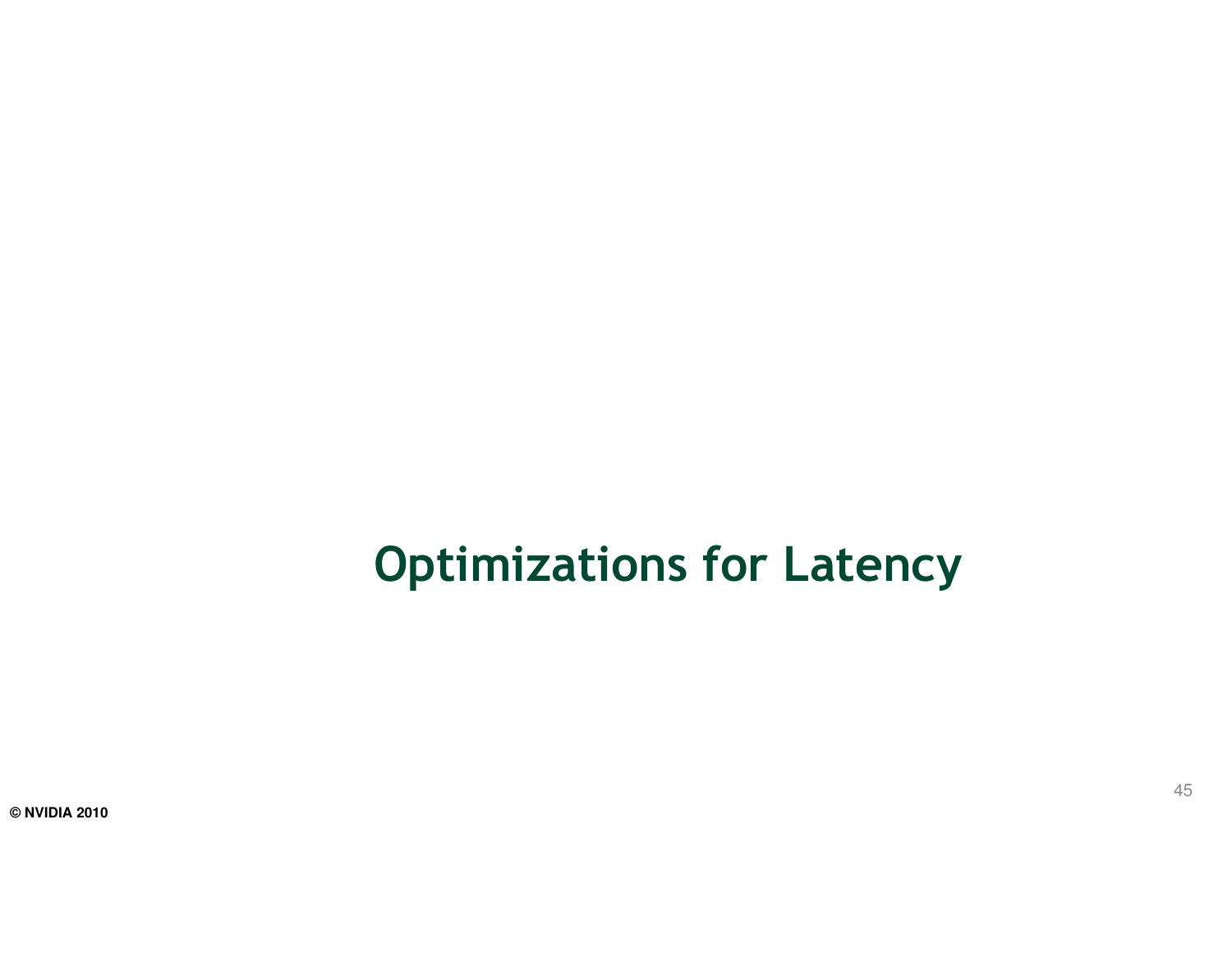# Optimizations for Latency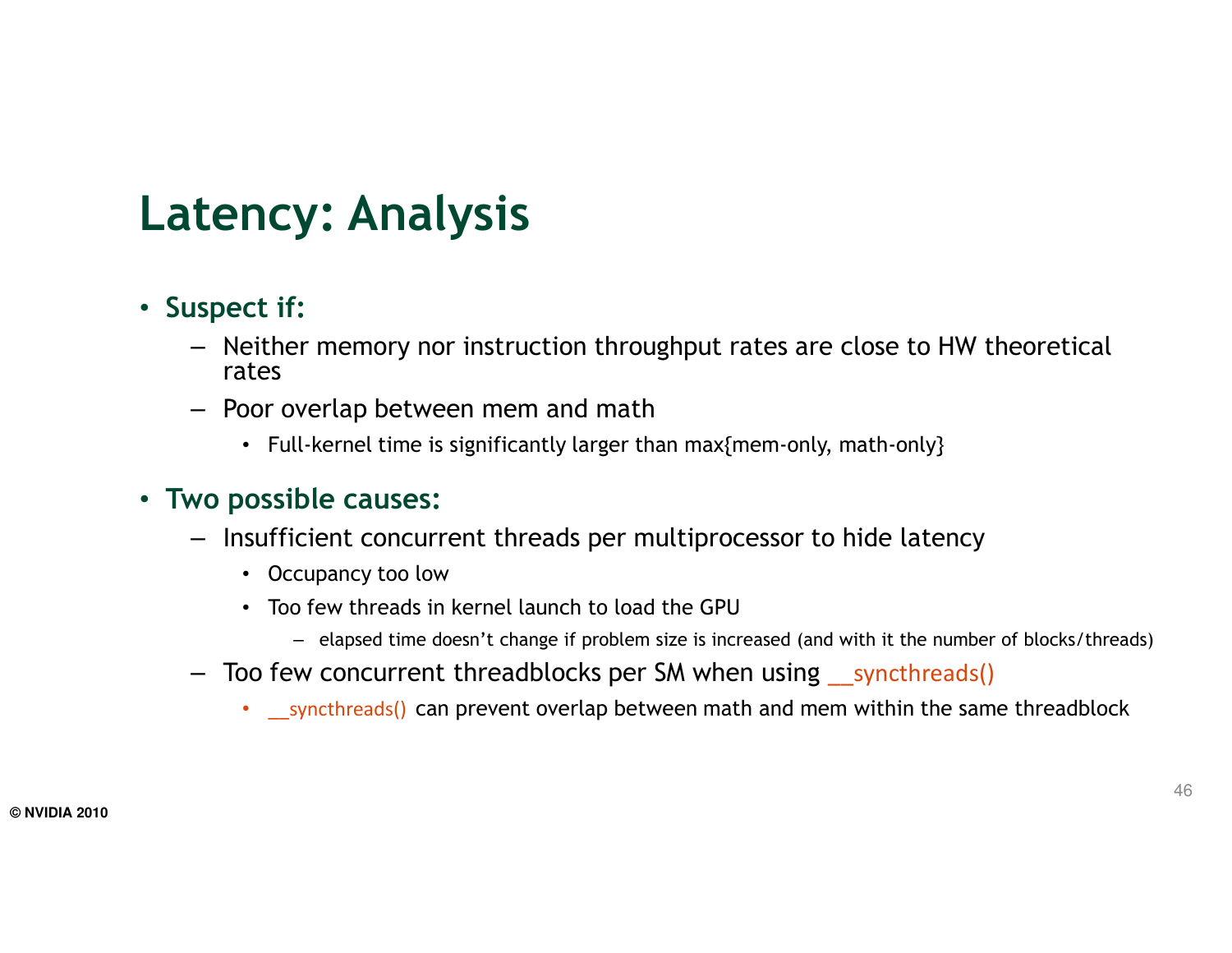# Latency: Analysis

- **Suspect if:**
  - Neither memory nor instruction throughput rates are close to HW theoretical rates
  - Poor overlap between mem and math
    - Full-kernel time is significantly larger than max{mem-only, math-only}
- **Two possible causes:**
  - Insufficient concurrent threads per multiprocessor to hide latency
    - Occupancy too low
    - Too few threads in kernel launch to load the GPU
      - elapsed time doesn't change if problem size is increased (and with it the number of blocks/threads)
  - Too few concurrent threadblocks per SM when using `__syncthreads()`
    - `__syncthreads()` can prevent overlap between math and mem within the same threadblock

© NVIDIA 2010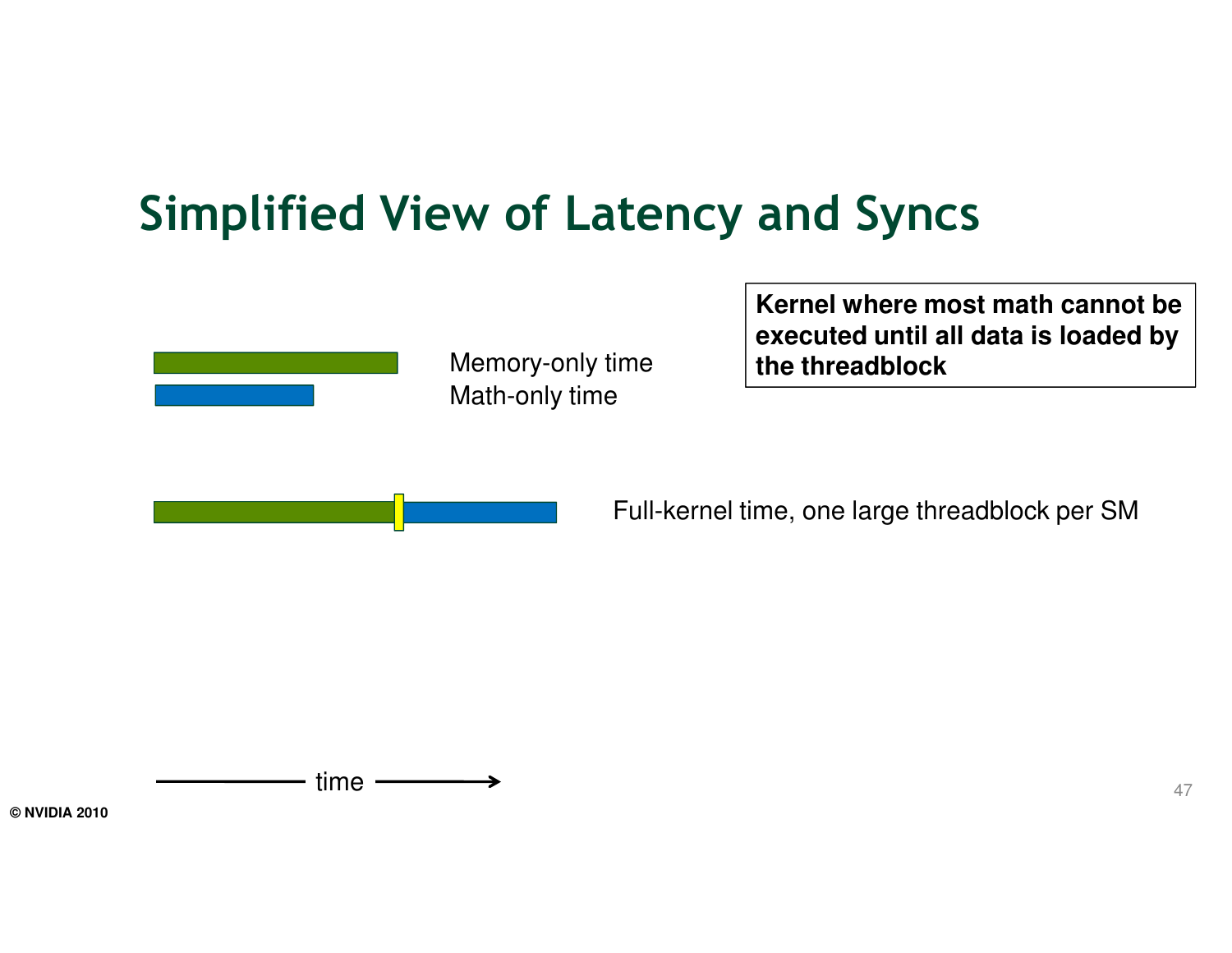# Simplified View of Latency and Syncs

**Kernel where most math cannot be executed until all data is loaded by the threadblock**

Memory-only time

Math-only time

Full-kernel time, one large threadblock per SM

time

© NVIDIA 2010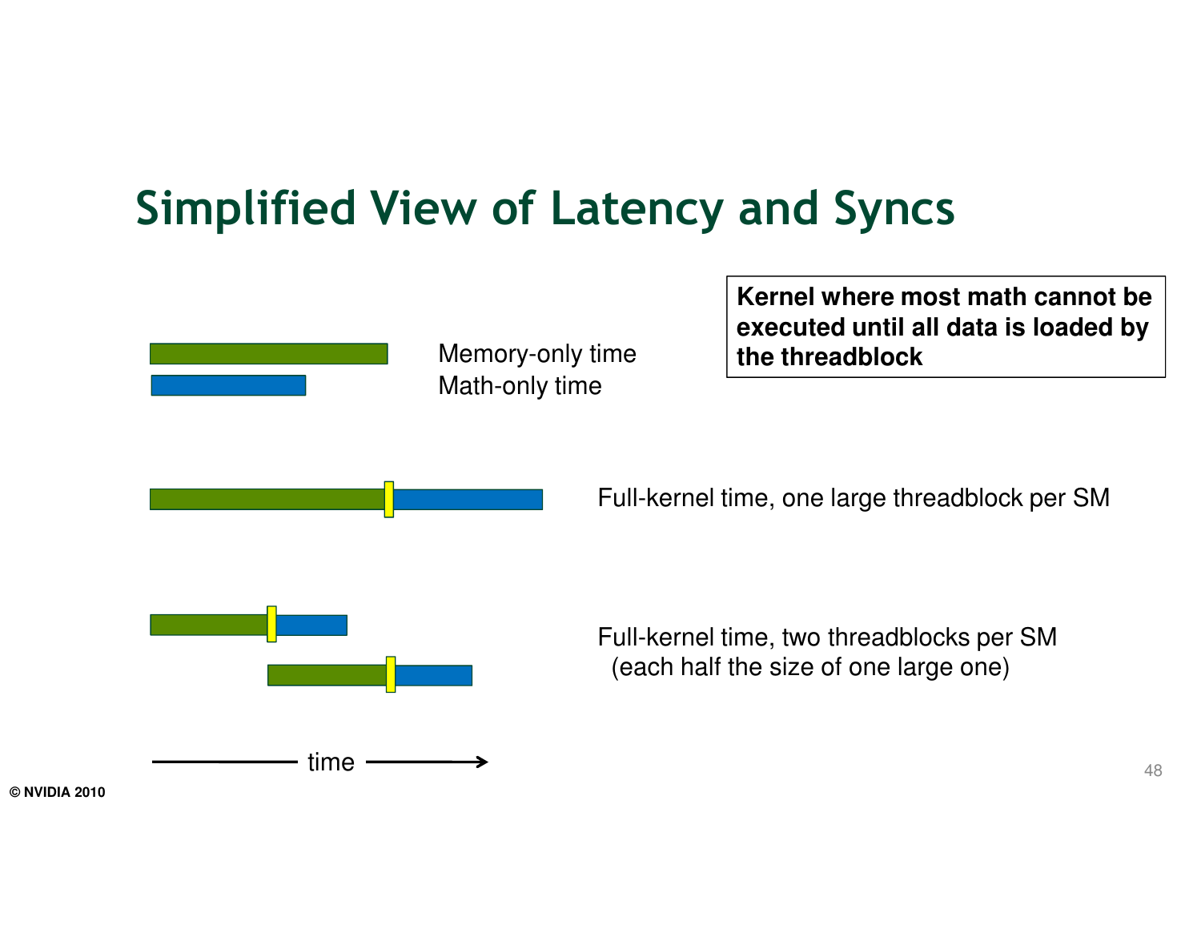# Simplified View of Latency and Syncs

**Kernel where most math cannot be executed until all data is loaded by the threadblock**

Memory-only time

Math-only time

Full-kernel time, one large threadblock per SM

Full-kernel time, two threadblocks per SM (each half the size of one large one)

time

© NVIDIA 2010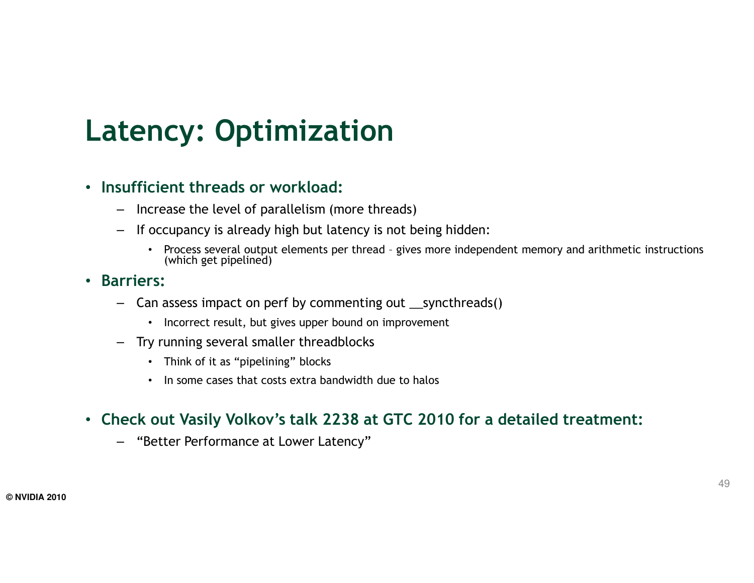# Latency: Optimization

- **Insufficient threads or workload:**
  - Increase the level of parallelism (more threads)
  - If occupancy is already high but latency is not being hidden:
    - Process several output elements per thread – gives more independent memory and arithmetic instructions (which get pipelined)
- **Barriers:**
  - Can assess impact on perf by commenting out __syncthreads()
    - Incorrect result, but gives upper bound on improvement
  - Try running several smaller threadblocks
    - Think of it as "pipelining" blocks
    - In some cases that costs extra bandwidth due to halos
- **Check out Vasily Volkov's talk 2238 at GTC 2010 for a detailed treatment:**
  - "Better Performance at Lower Latency"

© NVIDIA 2010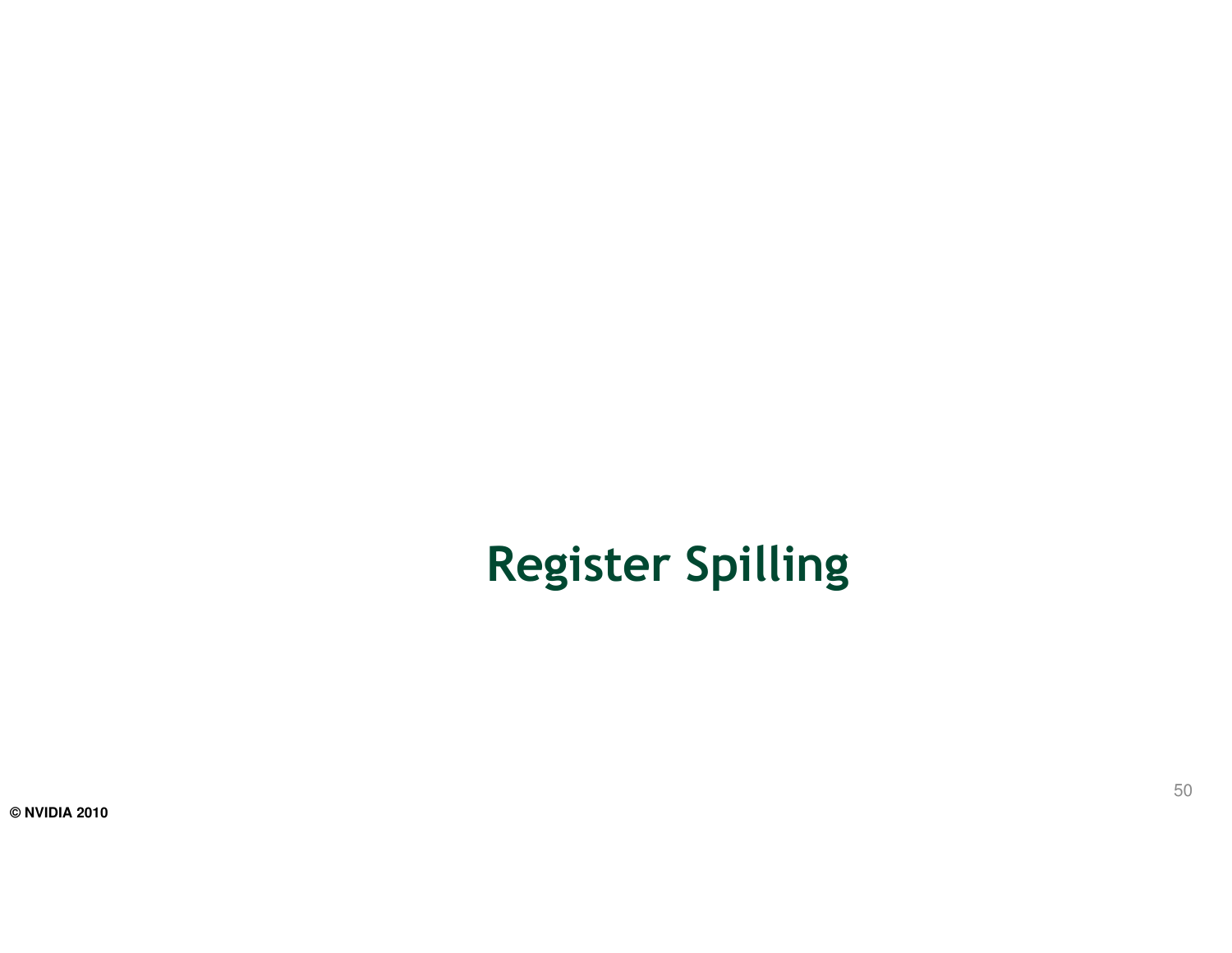# Register Spilling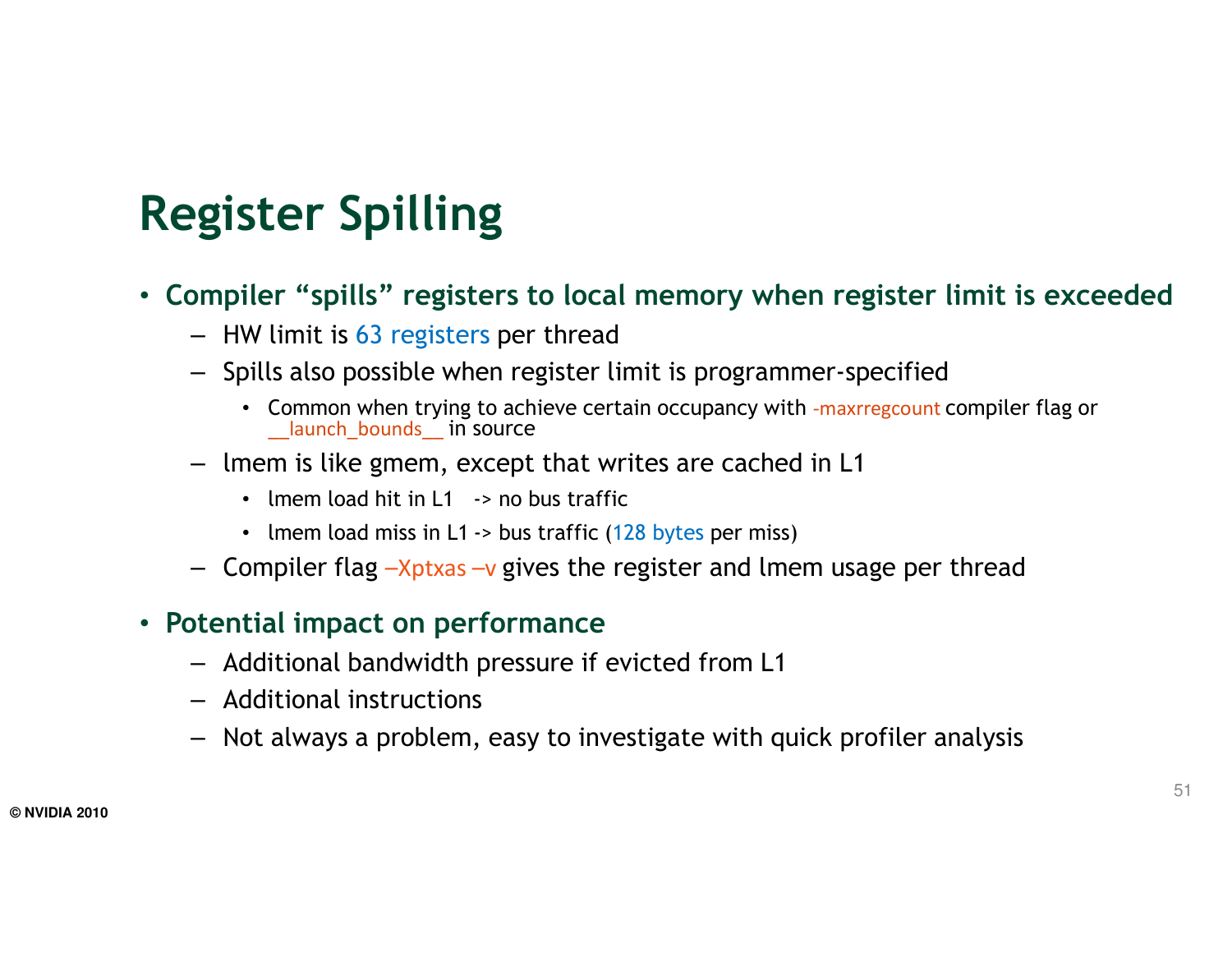# Register Spilling

- **Compiler "spills" registers to local memory when register limit is exceeded**
  - HW limit is 63 registers per thread
  - Spills also possible when register limit is programmer-specified
    - Common when trying to achieve certain occupancy with -maxrregcount compiler flag or __launch_bounds__ in source
  - lmem is like gmem, except that writes are cached in L1
    - lmem load hit in L1 -> no bus traffic
    - lmem load miss in L1 -> bus traffic (128 bytes per miss)
  - Compiler flag –Xptxas –v gives the register and lmem usage per thread
- **Potential impact on performance**
  - Additional bandwidth pressure if evicted from L1
  - Additional instructions
  - Not always a problem, easy to investigate with quick profiler analysis

© NVIDIA 2010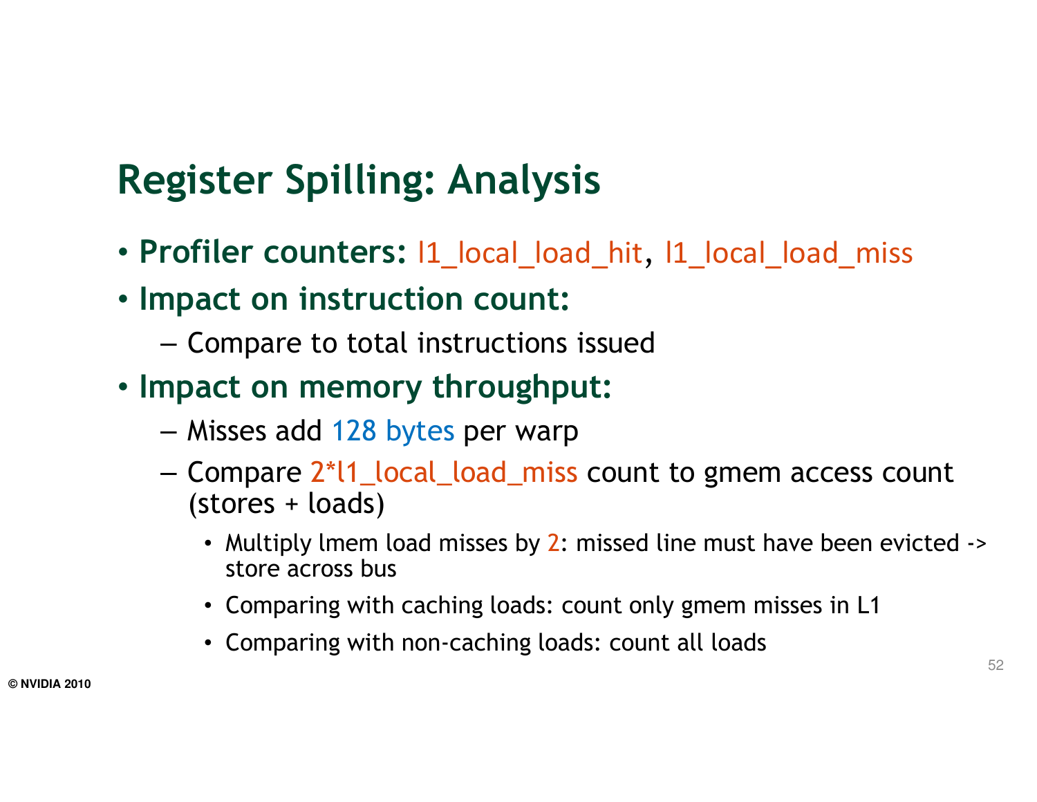# Register Spilling: Analysis

- **Profiler counters:** l1_local_load_hit, l1_local_load_miss
- **Impact on instruction count:**
  - Compare to total instructions issued
- **Impact on memory throughput:**
  - Misses add 128 bytes per warp
  - Compare 2*l1_local_load_miss count to gmem access count (stores + loads)
    - Multiply lmem load misses by 2: missed line must have been evicted -> store across bus
    - Comparing with caching loads: count only gmem misses in L1
    - Comparing with non-caching loads: count all loads

© NVIDIA 2010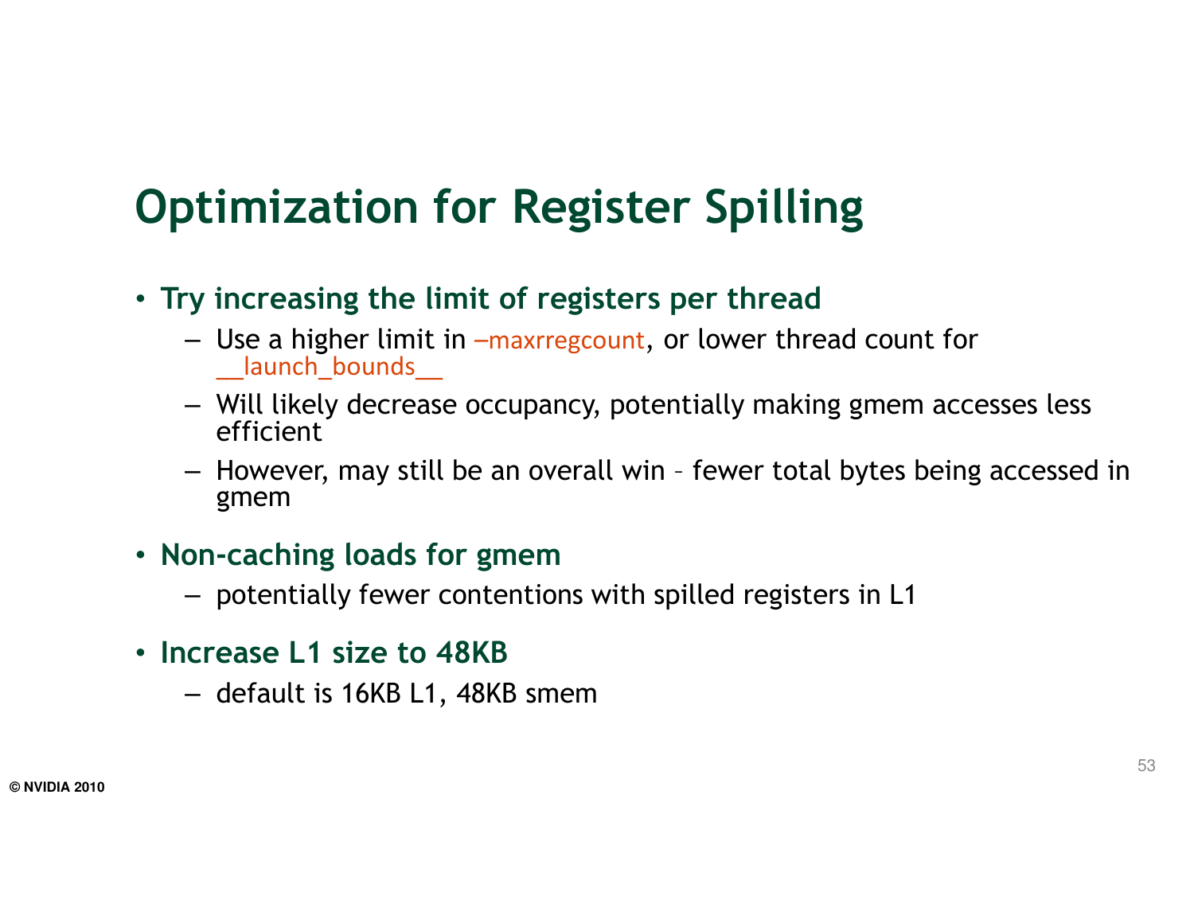# Optimization for Register Spilling

- **Try increasing the limit of registers per thread**
  - Use a higher limit in –maxrregcount, or lower thread count for __launch_bounds__
  - Will likely decrease occupancy, potentially making gmem accesses less efficient
  - However, may still be an overall win – fewer total bytes being accessed in gmem
- **Non-caching loads for gmem**
  - potentially fewer contentions with spilled registers in L1
- **Increase L1 size to 48KB**
  - default is 16KB L1, 48KB smem

© NVIDIA 2010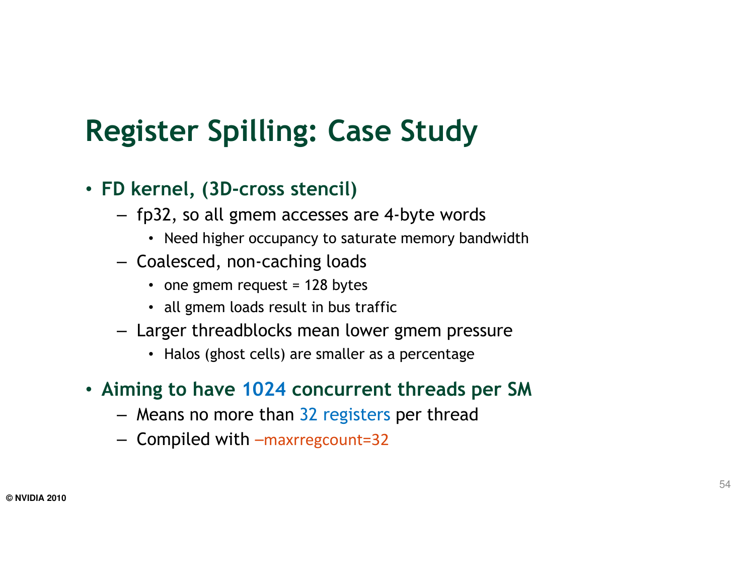# Register Spilling: Case Study

- **FD kernel, (3D-cross stencil)**
  - fp32, so all gmem accesses are 4-byte words
    - Need higher occupancy to saturate memory bandwidth
  - Coalesced, non-caching loads
    - one gmem request = 128 bytes
    - all gmem loads result in bus traffic
  - Larger threadblocks mean lower gmem pressure
    - Halos (ghost cells) are smaller as a percentage
- **Aiming to have 1024 concurrent threads per SM**
  - Means no more than 32 registers per thread
  - Compiled with –maxrregcount=32

© NVIDIA 2010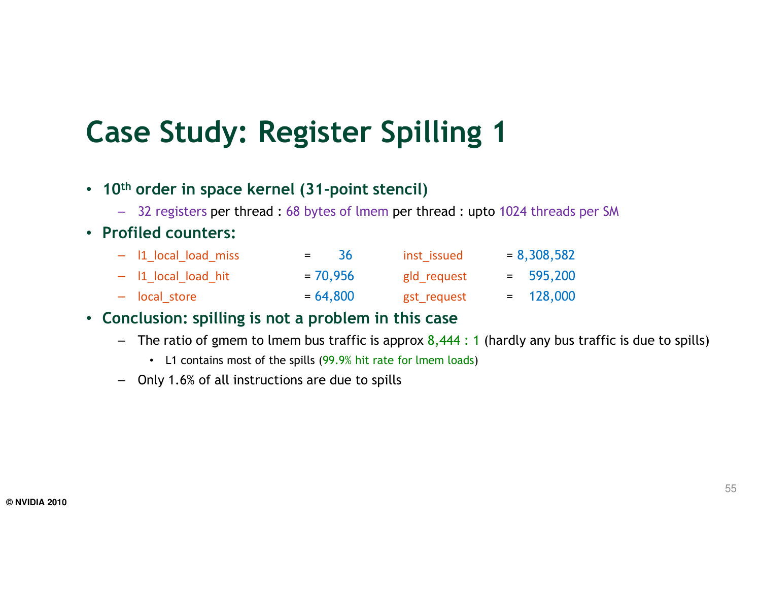# Case Study: Register Spilling 1

- **10th order in space kernel (31-point stencil)**
  - 32 registers per thread : 68 bytes of lmem per thread : upto 1024 threads per SM
- **Profiled counters:**

| Counter | Value | Counter | Value |
|---|---|---|---|
| l1_local_load_miss | = 36 | inst_issued | = 8,308,582 |
| l1_local_load_hit | = 70,956 | gld_request | = 595,200 |
| local_store | = 64,800 | gst_request | = 128,000 |

- **Conclusion: spilling is not a problem in this case**
  - The ratio of gmem to lmem bus traffic is approx 8,444 : 1 (hardly any bus traffic is due to spills)
    - L1 contains most of the spills (99.9% hit rate for lmem loads)
  - Only 1.6% of all instructions are due to spills

© NVIDIA 2010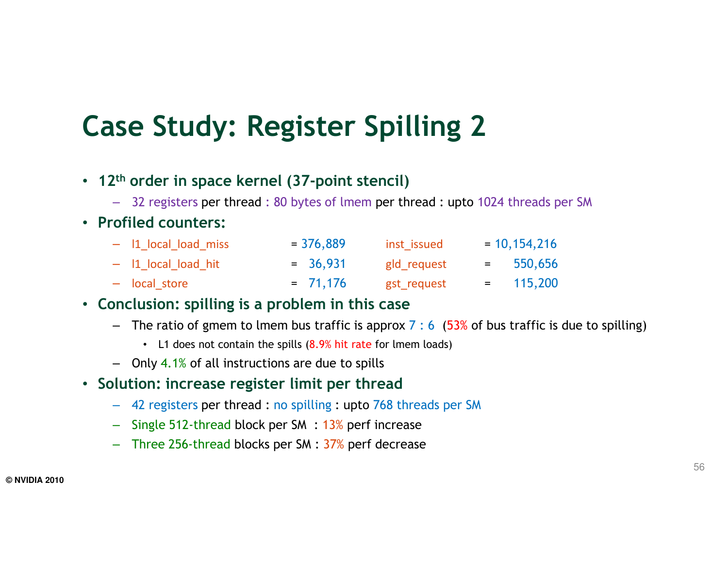# Case Study: Register Spilling 2

- **12th order in space kernel (37-point stencil)**
  - 32 registers per thread : 80 bytes of lmem per thread : upto 1024 threads per SM
- **Profiled counters:**
  - l1_local_load_miss = 376,889 &nbsp;&nbsp; inst_issued = 10,154,216
  - l1_local_load_hit = 36,931 &nbsp;&nbsp; gld_request = 550,656
  - local_store = 71,176 &nbsp;&nbsp; gst_request = 115,200
- **Conclusion: spilling is a problem in this case**
  - The ratio of gmem to lmem bus traffic is approx 7 : 6 (53% of bus traffic is due to spilling)
    - L1 does not contain the spills (8.9% hit rate for lmem loads)
  - Only 4.1% of all instructions are due to spills
- **Solution: increase register limit per thread**
  - 42 registers per thread : no spilling : upto 768 threads per SM
  - Single 512-thread block per SM : 13% perf increase
  - Three 256-thread blocks per SM : 37% perf decrease

© NVIDIA 2010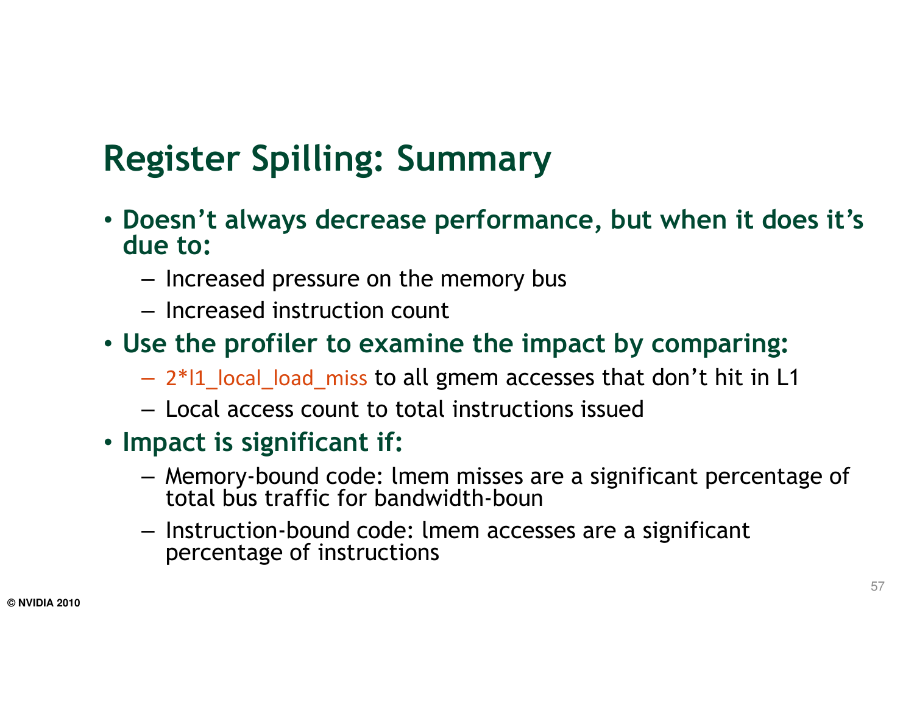# Register Spilling: Summary

- **Doesn't always decrease performance, but when it does it's due to:**
  - Increased pressure on the memory bus
  - Increased instruction count
- **Use the profiler to examine the impact by comparing:**
  - 2*l1_local_load_miss to all gmem accesses that don't hit in L1
  - Local access count to total instructions issued
- **Impact is significant if:**
  - Memory-bound code: lmem misses are a significant percentage of total bus traffic for bandwidth-boun
  - Instruction-bound code: lmem accesses are a significant percentage of instructions

© NVIDIA 2010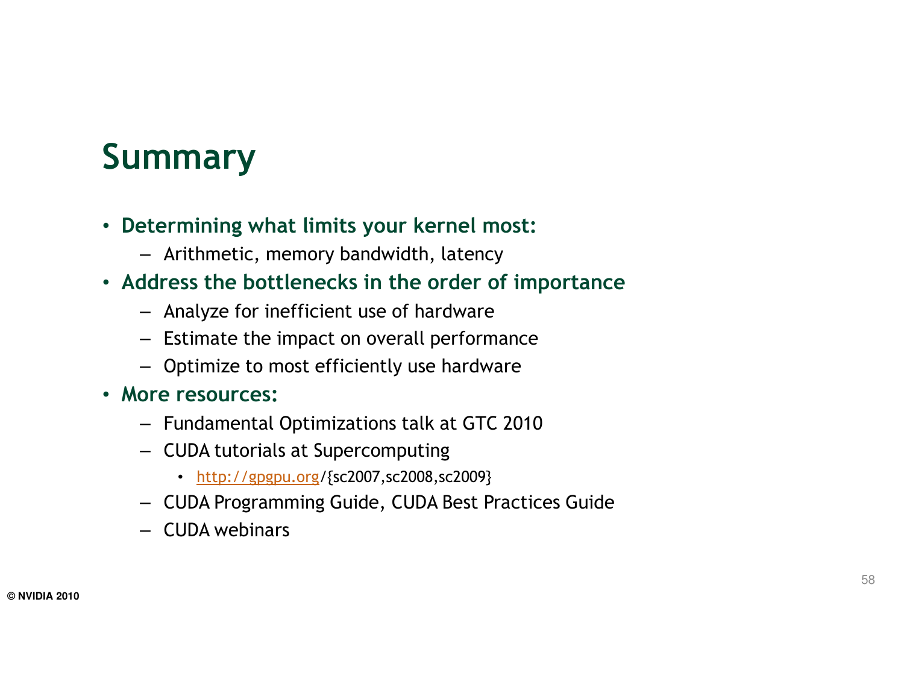# Summary

- **Determining what limits your kernel most:**
  - Arithmetic, memory bandwidth, latency
- **Address the bottlenecks in the order of importance**
  - Analyze for inefficient use of hardware
  - Estimate the impact on overall performance
  - Optimize to most efficiently use hardware
- **More resources:**
  - Fundamental Optimizations talk at GTC 2010
  - CUDA tutorials at Supercomputing
    - http://gpgpu.org/{sc2007,sc2008,sc2009}
  - CUDA Programming Guide, CUDA Best Practices Guide
  - CUDA webinars

© NVIDIA 2010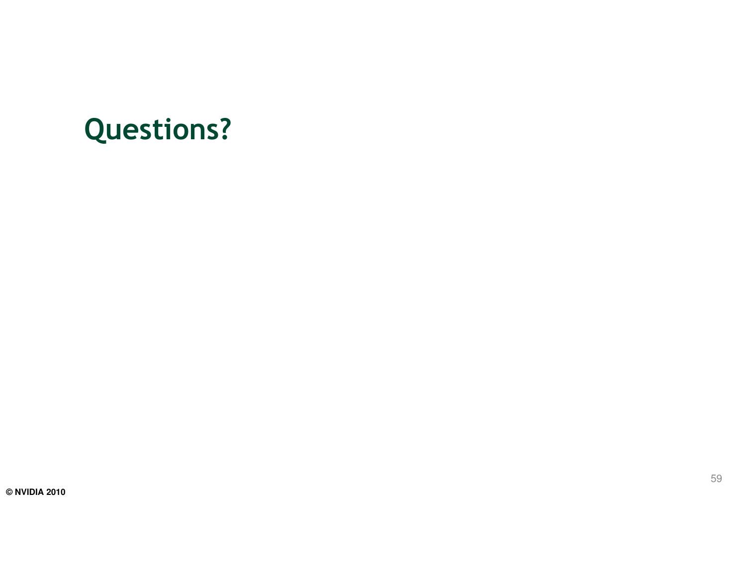# Questions?